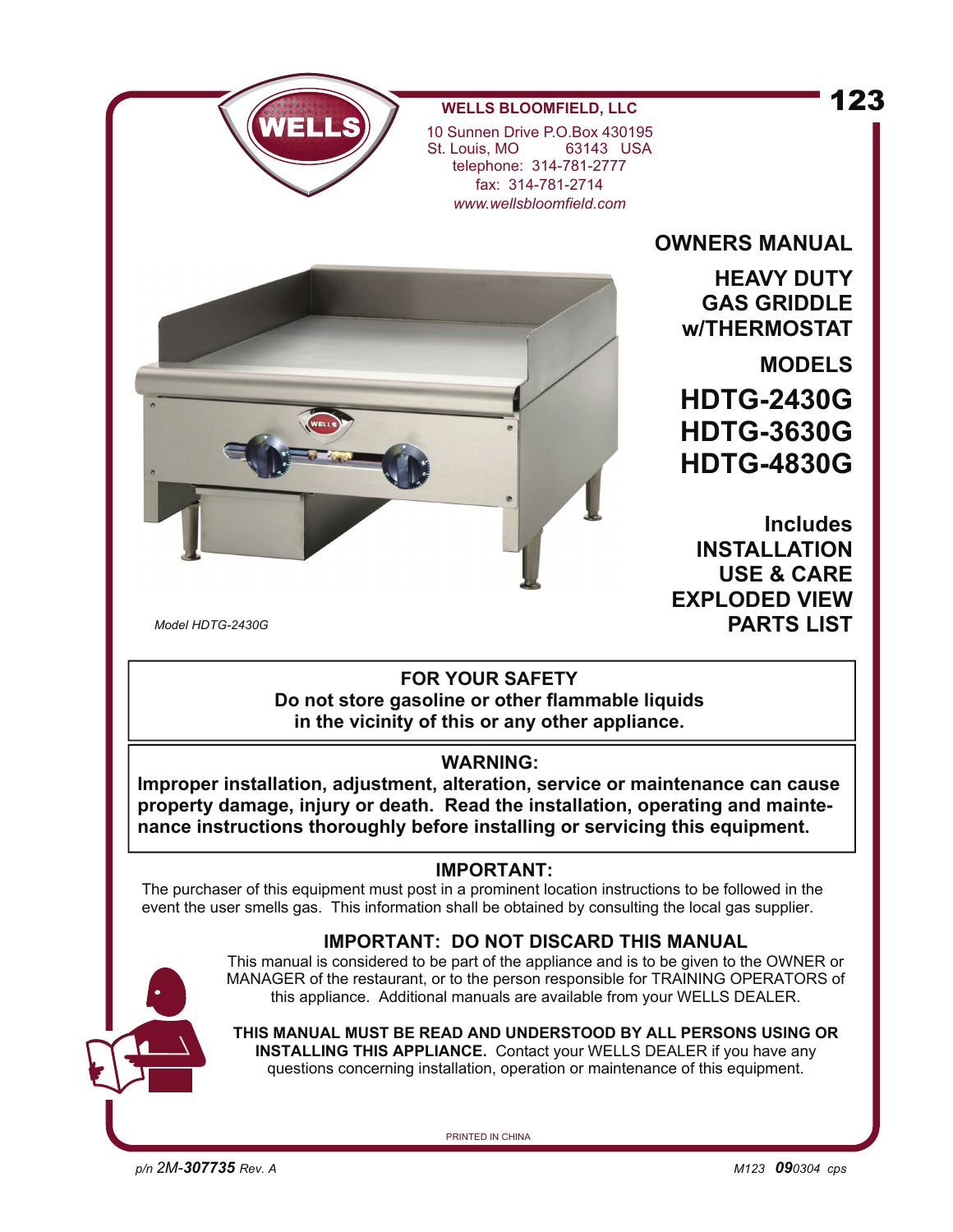**WELLS BLOOMFIELD, LLC**

10 Sunnen Drive P.O.Box 430195
St. Louis, MO 63143 USA
telephone: 314-781-2777
fax: 314-781-2714
*www.wellsbloomfield.com*

# OWNERS MANUAL

## HEAVY DUTY GAS GRIDDLE w/THERMOSTAT

## MODELS

## HDTG-2430G
## HDTG-3630G
## HDTG-4830G

**Includes**
**INSTALLATION**
**USE & CARE**
**EXPLODED VIEW**
**PARTS LIST**

*Model HDTG-2430G*

**FOR YOUR SAFETY**
**Do not store gasoline or other flammable liquids in the vicinity of this or any other appliance.**

**WARNING:**
**Improper installation, adjustment, alteration, service or maintenance can cause property damage, injury or death. Read the installation, operating and maintenance instructions thoroughly before installing or servicing this equipment.**

**IMPORTANT:**
The purchaser of this equipment must post in a prominent location instructions to be followed in the event the user smells gas. This information shall be obtained by consulting the local gas supplier.

**IMPORTANT: DO NOT DISCARD THIS MANUAL**
This manual is considered to be part of the appliance and is to be given to the OWNER or MANAGER of the restaurant, or to the person responsible for TRAINING OPERATORS of this appliance. Additional manuals are available from your WELLS DEALER.

**THIS MANUAL MUST BE READ AND UNDERSTOOD BY ALL PERSONS USING OR INSTALLING THIS APPLIANCE.** Contact your WELLS DEALER if you have any questions concerning installation, operation or maintenance of this equipment.

PRINTED IN CHINA

p/n 2M-**307735** Rev. A

M123 **09**0304 cps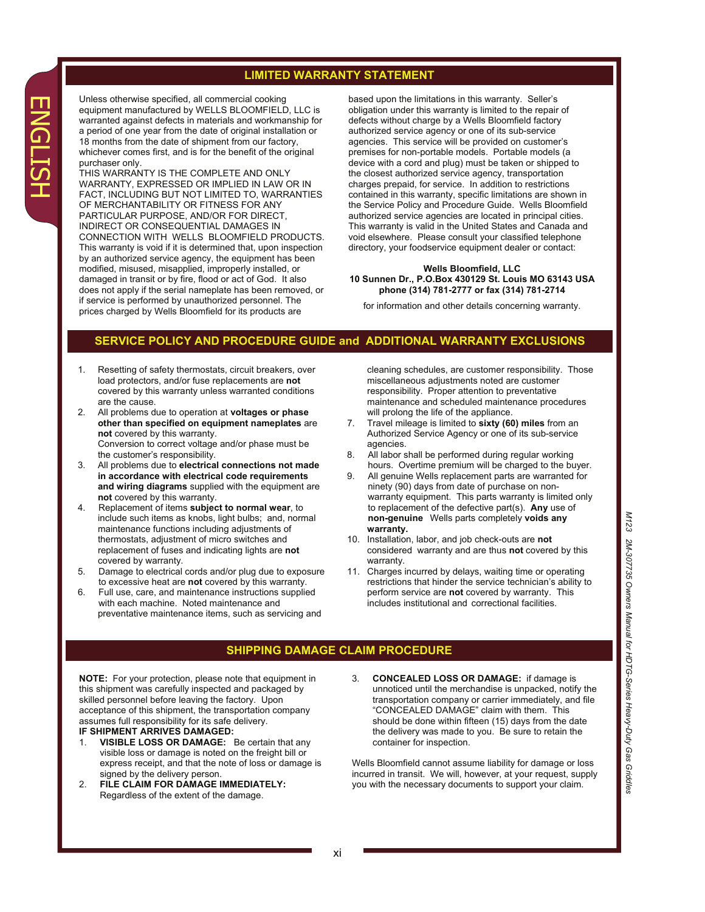## LIMITED WARRANTY STATEMENT

Unless otherwise specified, all commercial cooking equipment manufactured by WELLS BLOOMFIELD, LLC is warranted against defects in materials and workmanship for a period of one year from the date of original installation or 18 months from the date of shipment from our factory, whichever comes first, and is for the benefit of the original purchaser only.

THIS WARRANTY IS THE COMPLETE AND ONLY WARRANTY, EXPRESSED OR IMPLIED IN LAW OR IN FACT, INCLUDING BUT NOT LIMITED TO, WARRANTIES OF MERCHANTABILITY OR FITNESS FOR ANY PARTICULAR PURPOSE, AND/OR FOR DIRECT, INDIRECT OR CONSEQUENTIAL DAMAGES IN CONNECTION WITH WELLS BLOOMFIELD PRODUCTS.

This warranty is void if it is determined that, upon inspection by an authorized service agency, the equipment has been modified, misused, misapplied, improperly installed, or damaged in transit or by fire, flood or act of God. It also does not apply if the serial nameplate has been removed, or if service is performed by unauthorized personnel. The prices charged by Wells Bloomfield for its products are based upon the limitations in this warranty. Seller's obligation under this warranty is limited to the repair of defects without charge by a Wells Bloomfield factory authorized service agency or one of its sub-service agencies. This service will be provided on customer's premises for non-portable models. Portable models (a device with a cord and plug) must be taken or shipped to the closest authorized service agency, transportation charges prepaid, for service. In addition to restrictions contained in this warranty, specific limitations are shown in the Service Policy and Procedure Guide. Wells Bloomfield authorized service agencies are located in principal cities. This warranty is valid in the United States and Canada and void elsewhere. Please consult your classified telephone directory, your foodservice equipment dealer or contact:

**Wells Bloomfield, LLC**
**10 Sunnen Dr., P.O.Box 430129 St. Louis MO 63143 USA**
**phone (314) 781-2777 or fax (314) 781-2714**

for information and other details concerning warranty.

## SERVICE POLICY AND PROCEDURE GUIDE and ADDITIONAL WARRANTY EXCLUSIONS

1. Resetting of safety thermostats, circuit breakers, over load protectors, and/or fuse replacements are **not** covered by this warranty unless warranted conditions are the cause.
2. All problems due to operation at **voltages or phase other than specified on equipment nameplates** are **not** covered by this warranty.
   Conversion to correct voltage and/or phase must be the customer's responsibility.
3. All problems due to **electrical connections not made in accordance with electrical code requirements and wiring diagrams** supplied with the equipment are **not** covered by this warranty.
4. Replacement of items **subject to normal wear**, to include such items as knobs, light bulbs; and, normal maintenance functions including adjustments of thermostats, adjustment of micro switches and replacement of fuses and indicating lights are **not** covered by warranty.
5. Damage to electrical cords and/or plug due to exposure to excessive heat are **not** covered by this warranty.
6. Full use, care, and maintenance instructions supplied with each machine. Noted maintenance and preventative maintenance items, such as servicing and cleaning schedules, are customer responsibility. Those miscellaneous adjustments noted are customer responsibility. Proper attention to preventative maintenance and scheduled maintenance procedures will prolong the life of the appliance.
7. Travel mileage is limited to **sixty (60) miles** from an Authorized Service Agency or one of its sub-service agencies.
8. All labor shall be performed during regular working hours. Overtime premium will be charged to the buyer.
9. All genuine Wells replacement parts are warranted for ninety (90) days from date of purchase on non-warranty equipment. This parts warranty is limited only to replacement of the defective part(s). **Any** use of **non-genuine** Wells parts completely **voids any warranty.**
10. Installation, labor, and job check-outs are **not** considered warranty and are thus **not** covered by this warranty.
11. Charges incurred by delays, waiting time or operating restrictions that hinder the service technician's ability to perform service are **not** covered by warranty. This includes institutional and correctional facilities.

## SHIPPING DAMAGE CLAIM PROCEDURE

**NOTE:** For your protection, please note that equipment in this shipment was carefully inspected and packaged by skilled personnel before leaving the factory. Upon acceptance of this shipment, the transportation company assumes full responsibility for its safe delivery.

**IF SHIPMENT ARRIVES DAMAGED:**

1. **VISIBLE LOSS OR DAMAGE:** Be certain that any visible loss or damage is noted on the freight bill or express receipt, and that the note of loss or damage is signed by the delivery person.
2. **FILE CLAIM FOR DAMAGE IMMEDIATELY:** Regardless of the extent of the damage.
3. **CONCEALED LOSS OR DAMAGE:** if damage is unnoticed until the merchandise is unpacked, notify the transportation company or carrier immediately, and file "CONCEALED DAMAGE" claim with them. This should be done within fifteen (15) days from the date the delivery was made to you. Be sure to retain the container for inspection.

Wells Bloomfield cannot assume liability for damage or loss incurred in transit. We will, however, at your request, supply you with the necessary documents to support your claim.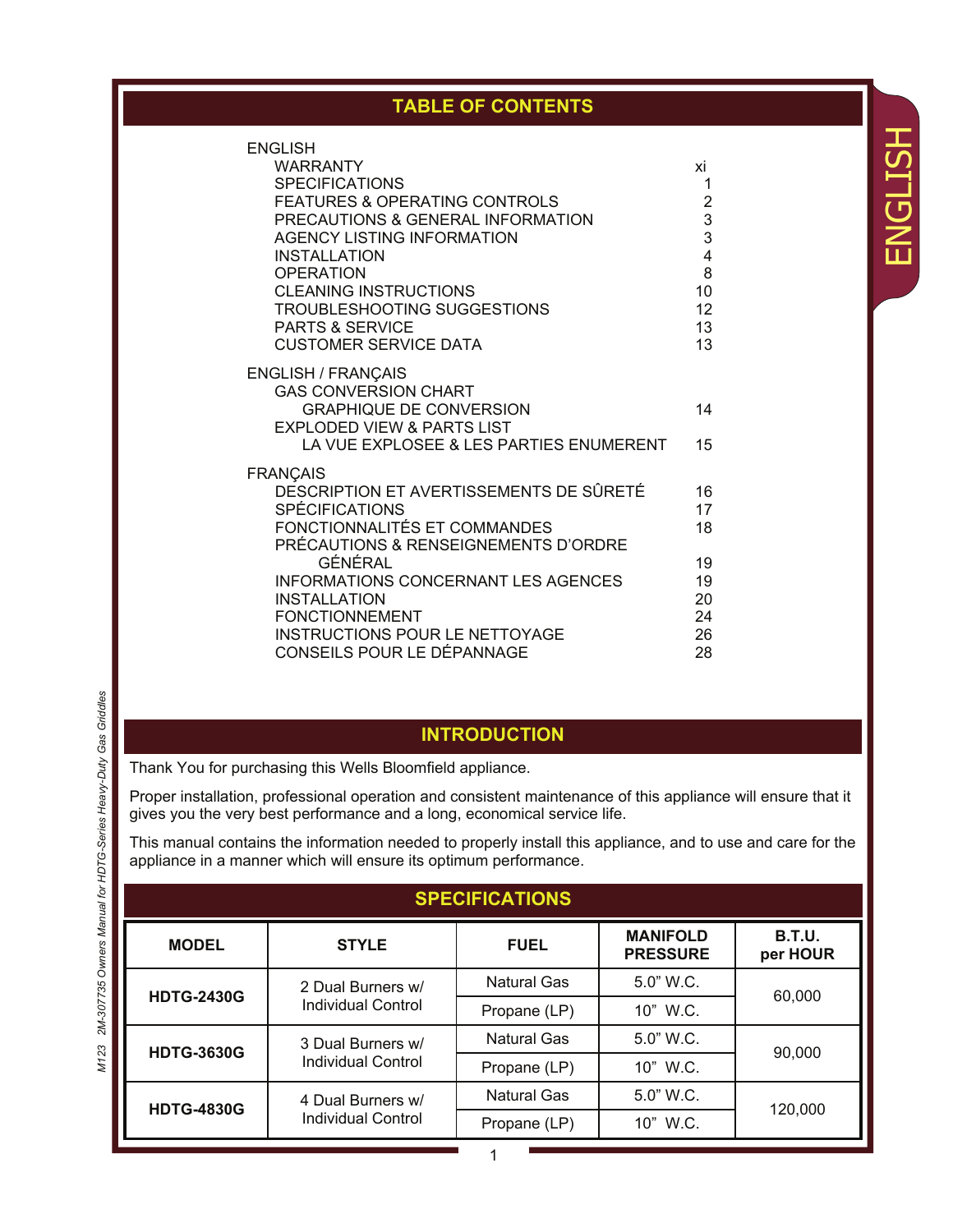## TABLE OF CONTENTS

ENGLISH

| | |
|---|---|
| WARRANTY | xi |
| SPECIFICATIONS | 1 |
| FEATURES & OPERATING CONTROLS | 2 |
| PRECAUTIONS & GENERAL INFORMATION | 3 |
| AGENCY LISTING INFORMATION | 3 |
| INSTALLATION | 4 |
| OPERATION | 8 |
| CLEANING INSTRUCTIONS | 10 |
| TROUBLESHOOTING SUGGESTIONS | 12 |
| PARTS & SERVICE | 13 |
| CUSTOMER SERVICE DATA | 13 |

ENGLISH / FRANÇAIS

| | |
|---|---|
| GAS CONVERSION CHART / GRAPHIQUE DE CONVERSION | 14 |
| EXPLODED VIEW & PARTS LIST / LA VUE EXPLOSEE & LES PARTIES ENUMERENT | 15 |

FRANÇAIS

| | |
|---|---|
| DESCRIPTION ET AVERTISSEMENTS DE SÛRETÉ | 16 |
| SPÉCIFICATIONS | 17 |
| FONCTIONNALITÉS ET COMMANDES | 18 |
| PRÉCAUTIONS & RENSEIGNEMENTS D'ORDRE GÉNÉRAL | 19 |
| INFORMATIONS CONCERNANT LES AGENCES | 19 |
| INSTALLATION | 20 |
| FONCTIONNEMENT | 24 |
| INSTRUCTIONS POUR LE NETTOYAGE | 26 |
| CONSEILS POUR LE DÉPANNAGE | 28 |

## INTRODUCTION

Thank You for purchasing this Wells Bloomfield appliance.

Proper installation, professional operation and consistent maintenance of this appliance will ensure that it gives you the very best performance and a long, economical service life.

This manual contains the information needed to properly install this appliance, and to use and care for the appliance in a manner which will ensure its optimum performance.

## SPECIFICATIONS

| MODEL | STYLE | FUEL | MANIFOLD PRESSURE | B.T.U. per HOUR |
|---|---|---|---|---|
| HDTG-2430G | 2 Dual Burners w/ Individual Control | Natural Gas | 5.0" W.C. | 60,000 |
| | | Propane (LP) | 10" W.C. | |
| HDTG-3630G | 3 Dual Burners w/ Individual Control | Natural Gas | 5.0" W.C. | 90,000 |
| | | Propane (LP) | 10" W.C. | |
| HDTG-4830G | 4 Dual Burners w/ Individual Control | Natural Gas | 5.0" W.C. | 120,000 |
| | | Propane (LP) | 10" W.C. | |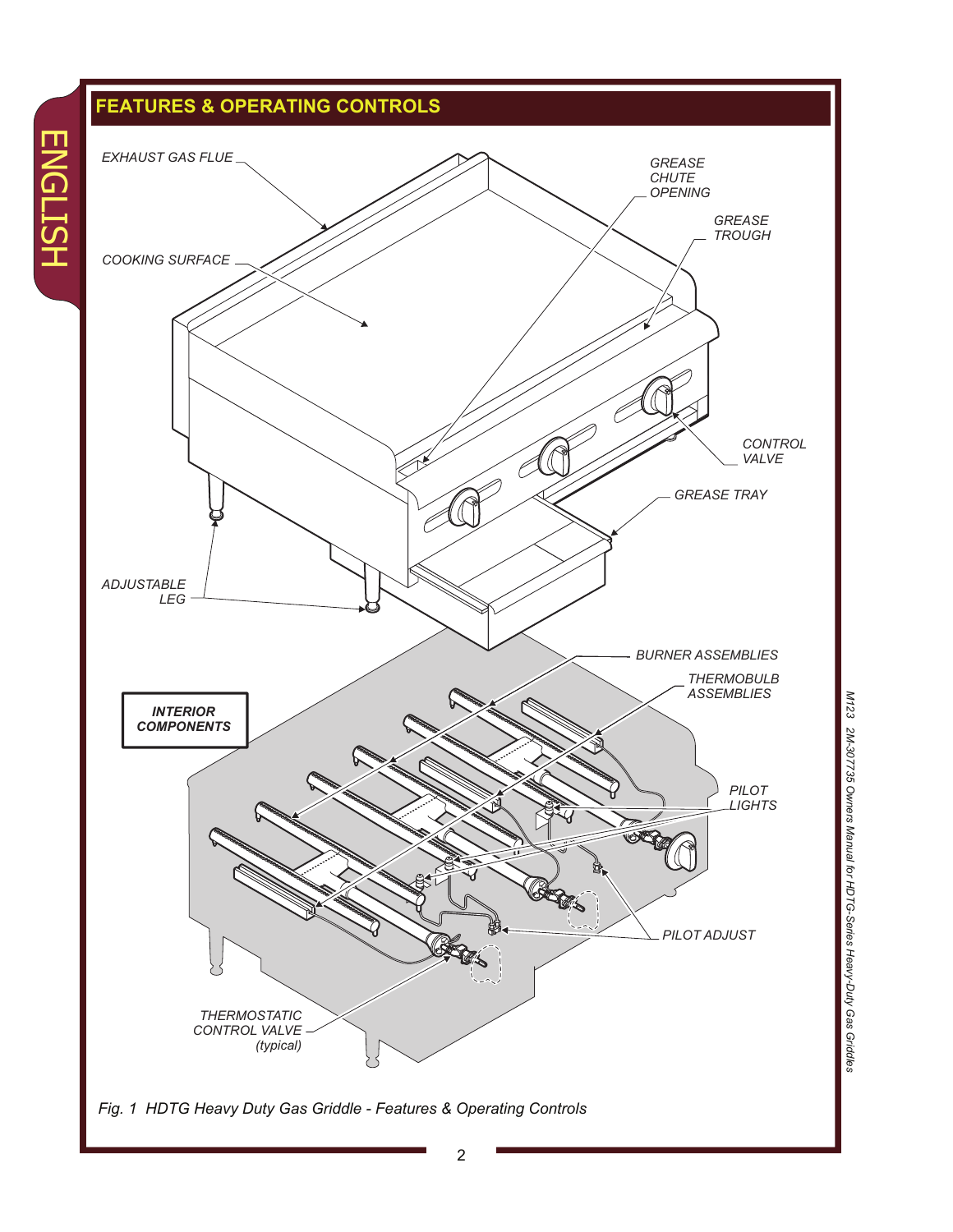## FEATURES & OPERATING CONTROLS

EXHAUST GAS FLUE

GREASE CHUTE OPENING

GREASE TROUGH

COOKING SURFACE

CONTROL VALVE

GREASE TRAY

ADJUSTABLE LEG

BURNER ASSEMBLIES

THERMOBULB ASSEMBLIES

**INTERIOR COMPONENTS**

PILOT LIGHTS

PILOT ADJUST

THERMOSTATIC CONTROL VALVE (typical)

*Fig. 1 HDTG Heavy Duty Gas Griddle - Features & Operating Controls*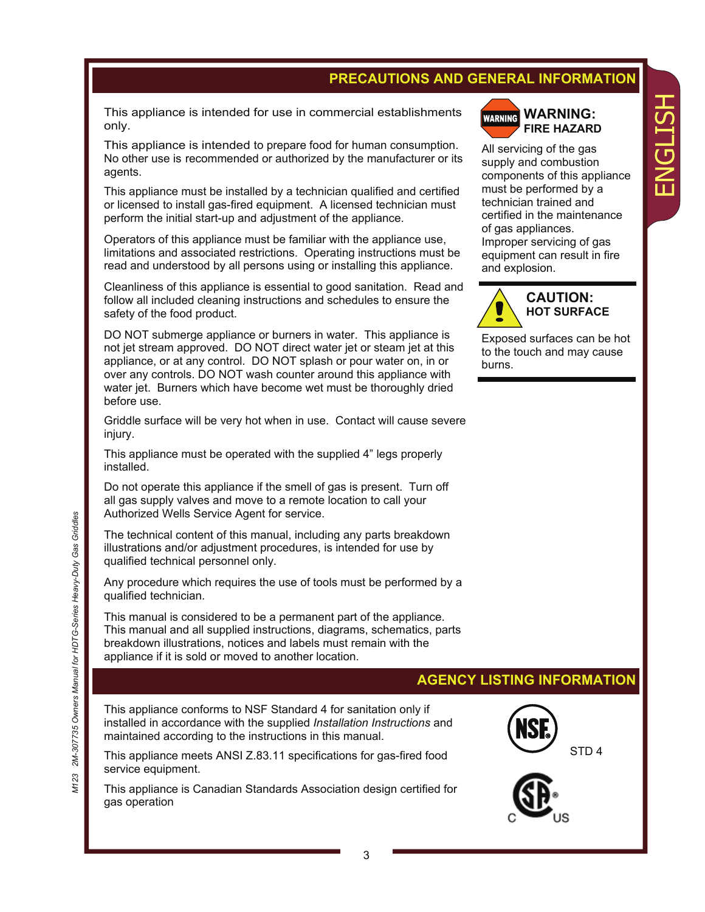## PRECAUTIONS AND GENERAL INFORMATION

This appliance is intended for use in commercial establishments only.

This appliance is intended to prepare food for human consumption. No other use is recommended or authorized by the manufacturer or its agents.

This appliance must be installed by a technician qualified and certified or licensed to install gas-fired equipment. A licensed technician must perform the initial start-up and adjustment of the appliance.

Operators of this appliance must be familiar with the appliance use, limitations and associated restrictions. Operating instructions must be read and understood by all persons using or installing this appliance.

Cleanliness of this appliance is essential to good sanitation. Read and follow all included cleaning instructions and schedules to ensure the safety of the food product.

DO NOT submerge appliance or burners in water. This appliance is not jet stream approved. DO NOT direct water jet or steam jet at this appliance, or at any control. DO NOT splash or pour water on, in or over any controls. DO NOT wash counter around this appliance with water jet. Burners which have become wet must be thoroughly dried before use.

Griddle surface will be very hot when in use. Contact will cause severe injury.

This appliance must be operated with the supplied 4" legs properly installed.

Do not operate this appliance if the smell of gas is present. Turn off all gas supply valves and move to a remote location to call your Authorized Wells Service Agent for service.

The technical content of this manual, including any parts breakdown illustrations and/or adjustment procedures, is intended for use by qualified technical personnel only.

Any procedure which requires the use of tools must be performed by a qualified technician.

This manual is considered to be a permanent part of the appliance. This manual and all supplied instructions, diagrams, schematics, parts breakdown illustrations, notices and labels must remain with the appliance if it is sold or moved to another location.

**WARNING: FIRE HAZARD**

All servicing of the gas supply and combustion components of this appliance must be performed by a technician trained and certified in the maintenance of gas appliances. Improper servicing of gas equipment can result in fire and explosion.

**CAUTION: HOT SURFACE**

Exposed surfaces can be hot to the touch and may cause burns.

## AGENCY LISTING INFORMATION

This appliance conforms to NSF Standard 4 for sanitation only if installed in accordance with the supplied *Installation Instructions* and maintained according to the instructions in this manual.

This appliance meets ANSI Z.83.11 specifications for gas-fired food service equipment.

This appliance is Canadian Standards Association design certified for gas operation

NSF STD 4

CSA C US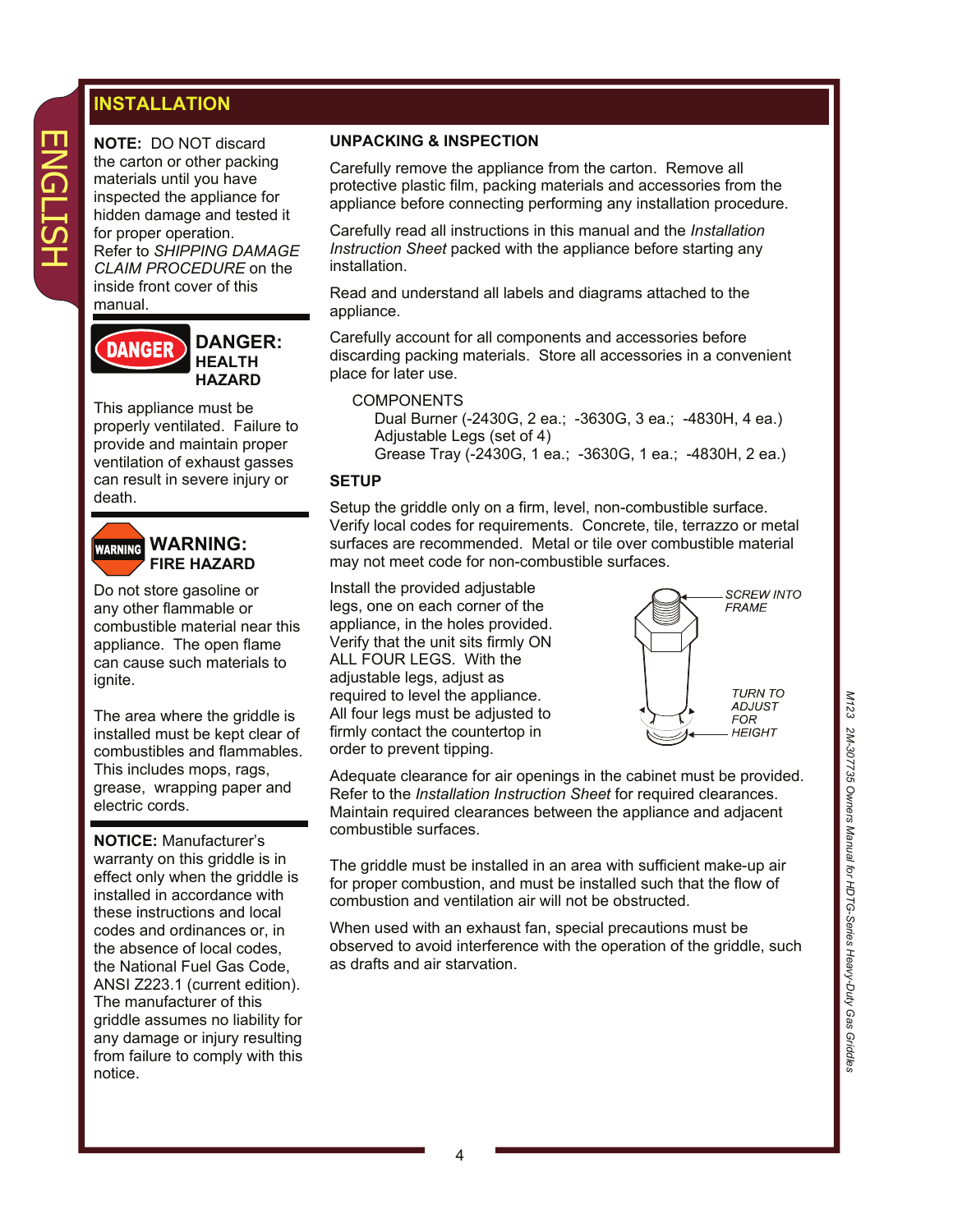# INSTALLATION

**NOTE:** DO NOT discard the carton or other packing materials until you have inspected the appliance for hidden damage and tested it for proper operation. Refer to *SHIPPING DAMAGE CLAIM PROCEDURE* on the inside front cover of this manual.

## DANGER: HEALTH HAZARD

This appliance must be properly ventilated. Failure to provide and maintain proper ventilation of exhaust gasses can result in severe injury or death.

## WARNING: FIRE HAZARD

Do not store gasoline or any other flammable or combustible material near this appliance. The open flame can cause such materials to ignite.

The area where the griddle is installed must be kept clear of combustibles and flammables. This includes mops, rags, grease, wrapping paper and electric cords.

**NOTICE:** Manufacturer's warranty on this griddle is in effect only when the griddle is installed in accordance with these instructions and local codes and ordinances or, in the absence of local codes, the National Fuel Gas Code, ANSI Z223.1 (current edition). The manufacturer of this griddle assumes no liability for any damage or injury resulting from failure to comply with this notice.

### UNPACKING & INSPECTION

Carefully remove the appliance from the carton. Remove all protective plastic film, packing materials and accessories from the appliance before connecting performing any installation procedure.

Carefully read all instructions in this manual and the *Installation Instruction Sheet* packed with the appliance before starting any installation.

Read and understand all labels and diagrams attached to the appliance.

Carefully account for all components and accessories before discarding packing materials. Store all accessories in a convenient place for later use.

COMPONENTS

- Dual Burner (-2430G, 2 ea.; -3630G, 3 ea.; -4830H, 4 ea.)
- Adjustable Legs (set of 4)
- Grease Tray (-2430G, 1 ea.; -3630G, 1 ea.; -4830H, 2 ea.)

### SETUP

Setup the griddle only on a firm, level, non-combustible surface. Verify local codes for requirements. Concrete, tile, terrazzo or metal surfaces are recommended. Metal or tile over combustible material may not meet code for non-combustible surfaces.

Install the provided adjustable legs, one on each corner of the appliance, in the holes provided. Verify that the unit sits firmly ON ALL FOUR LEGS. With the adjustable legs, adjust as required to level the appliance. All four legs must be adjusted to firmly contact the countertop in order to prevent tipping.

*SCREW INTO FRAME*

*TURN TO ADJUST FOR HEIGHT*

Adequate clearance for air openings in the cabinet must be provided. Refer to the *Installation Instruction Sheet* for required clearances. Maintain required clearances between the appliance and adjacent combustible surfaces.

The griddle must be installed in an area with sufficient make-up air for proper combustion, and must be installed such that the flow of combustion and ventilation air will not be obstructed.

When used with an exhaust fan, special precautions must be observed to avoid interference with the operation of the griddle, such as drafts and air starvation.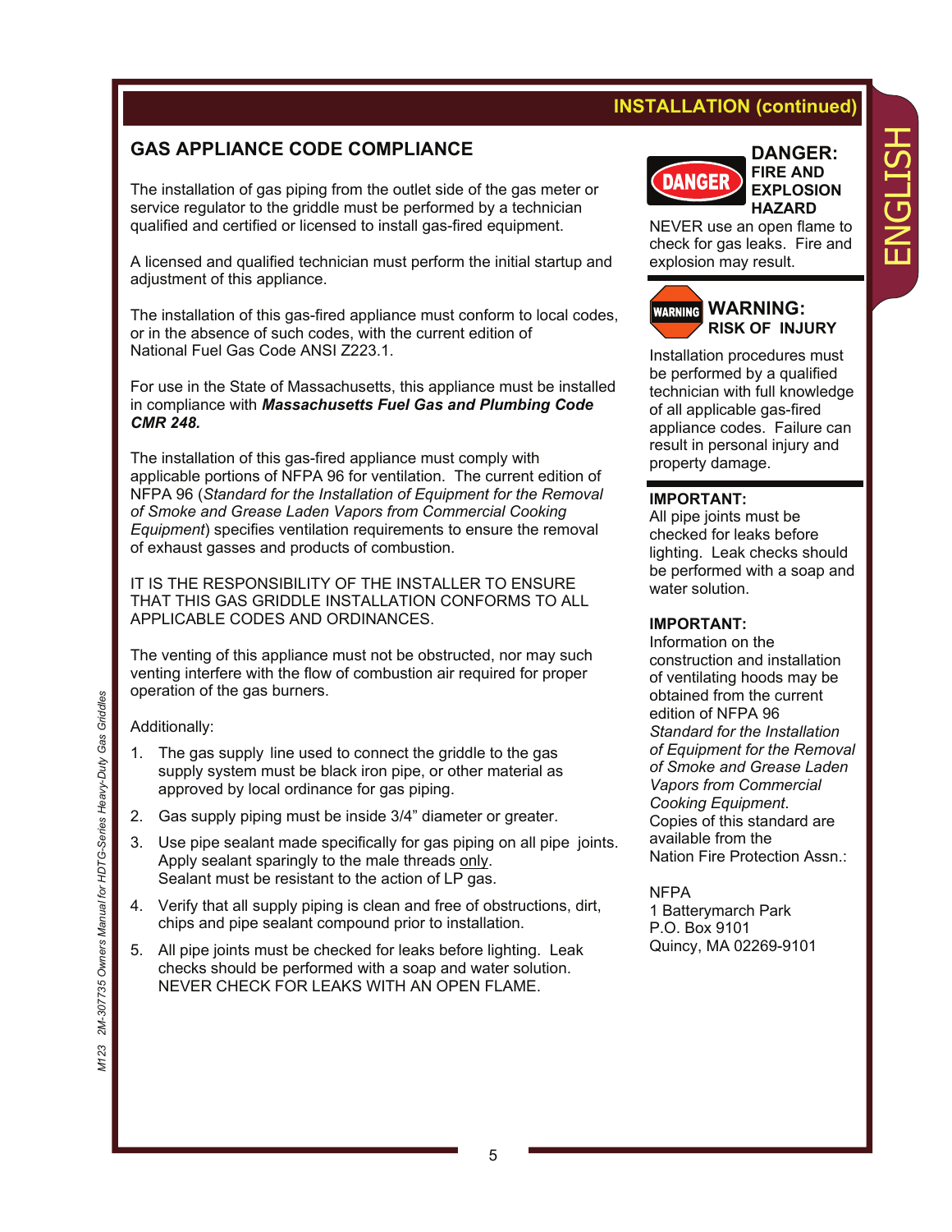## INSTALLATION (continued)

### GAS APPLIANCE CODE COMPLIANCE

The installation of gas piping from the outlet side of the gas meter or service regulator to the griddle must be performed by a technician qualified and certified or licensed to install gas-fired equipment.

A licensed and qualified technician must perform the initial startup and adjustment of this appliance.

The installation of this gas-fired appliance must conform to local codes, or in the absence of such codes, with the current edition of National Fuel Gas Code ANSI Z223.1.

For use in the State of Massachusetts, this appliance must be installed in compliance with ***Massachusetts Fuel Gas and Plumbing Code CMR 248.***

The installation of this gas-fired appliance must comply with applicable portions of NFPA 96 for ventilation. The current edition of NFPA 96 (*Standard for the Installation of Equipment for the Removal of Smoke and Grease Laden Vapors from Commercial Cooking Equipment*) specifies ventilation requirements to ensure the removal of exhaust gasses and products of combustion.

IT IS THE RESPONSIBILITY OF THE INSTALLER TO ENSURE THAT THIS GAS GRIDDLE INSTALLATION CONFORMS TO ALL APPLICABLE CODES AND ORDINANCES.

The venting of this appliance must not be obstructed, nor may such venting interfere with the flow of combustion air required for proper operation of the gas burners.

Additionally:

1. The gas supply line used to connect the griddle to the gas supply system must be black iron pipe, or other material as approved by local ordinance for gas piping.
2. Gas supply piping must be inside 3/4" diameter or greater.
3. Use pipe sealant made specifically for gas piping on all pipe joints. Apply sealant sparingly to the male threads only. Sealant must be resistant to the action of LP gas.
4. Verify that all supply piping is clean and free of obstructions, dirt, chips and pipe sealant compound prior to installation.
5. All pipe joints must be checked for leaks before lighting. Leak checks should be performed with a soap and water solution. NEVER CHECK FOR LEAKS WITH AN OPEN FLAME.

**DANGER**

**DANGER: FIRE AND EXPLOSION HAZARD**

NEVER use an open flame to check for gas leaks. Fire and explosion may result.

**WARNING**

**WARNING: RISK OF INJURY**

Installation procedures must be performed by a qualified technician with full knowledge of all applicable gas-fired appliance codes. Failure can result in personal injury and property damage.

**IMPORTANT:**
All pipe joints must be checked for leaks before lighting. Leak checks should be performed with a soap and water solution.

**IMPORTANT:**
Information on the construction and installation of ventilating hoods may be obtained from the current edition of NFPA 96 *Standard for the Installation of Equipment for the Removal of Smoke and Grease Laden Vapors from Commercial Cooking Equipment*. Copies of this standard are available from the Nation Fire Protection Assn.:

NFPA
1 Batterymarch Park
P.O. Box 9101
Quincy, MA 02269-9101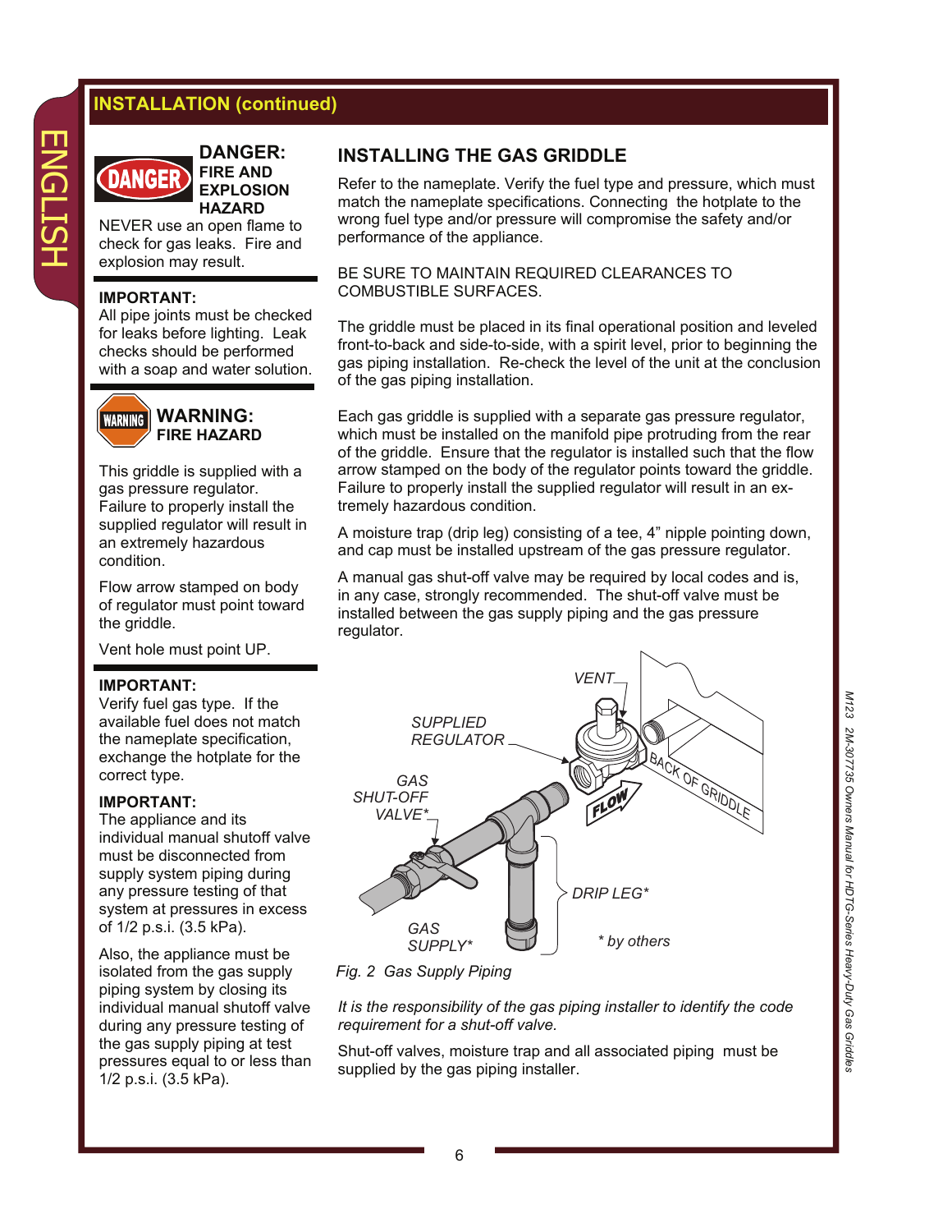## INSTALLATION (continued)

**DANGER: FIRE AND EXPLOSION HAZARD**

NEVER use an open flame to check for gas leaks. Fire and explosion may result.

**IMPORTANT:**
All pipe joints must be checked for leaks before lighting. Leak checks should be performed with a soap and water solution.

**WARNING: FIRE HAZARD**

This griddle is supplied with a gas pressure regulator. Failure to properly install the supplied regulator will result in an extremely hazardous condition.

Flow arrow stamped on body of regulator must point toward the griddle.

Vent hole must point UP.

**IMPORTANT:**
Verify fuel gas type. If the available fuel does not match the nameplate specification, exchange the hotplate for the correct type.

**IMPORTANT:**
The appliance and its individual manual shutoff valve must be disconnected from supply system piping during any pressure testing of that system at pressures in excess of 1/2 p.s.i. (3.5 kPa).

Also, the appliance must be isolated from the gas supply piping system by closing its individual manual shutoff valve during any pressure testing of the gas supply piping at test pressures equal to or less than 1/2 p.s.i. (3.5 kPa).

### INSTALLING THE GAS GRIDDLE

Refer to the nameplate. Verify the fuel type and pressure, which must match the nameplate specifications. Connecting the hotplate to the wrong fuel type and/or pressure will compromise the safety and/or performance of the appliance.

BE SURE TO MAINTAIN REQUIRED CLEARANCES TO COMBUSTIBLE SURFACES.

The griddle must be placed in its final operational position and leveled front-to-back and side-to-side, with a spirit level, prior to beginning the gas piping installation. Re-check the level of the unit at the conclusion of the gas piping installation.

Each gas griddle is supplied with a separate gas pressure regulator, which must be installed on the manifold pipe protruding from the rear of the griddle. Ensure that the regulator is installed such that the flow arrow stamped on the body of the regulator points toward the griddle. Failure to properly install the supplied regulator will result in an extremely hazardous condition.

A moisture trap (drip leg) consisting of a tee, 4" nipple pointing down, and cap must be installed upstream of the gas pressure regulator.

A manual gas shut-off valve may be required by local codes and is, in any case, strongly recommended. The shut-off valve must be installed between the gas supply piping and the gas pressure regulator.

VENT, SUPPLIED REGULATOR, BACK OF GRIDDLE, FLOW, GAS SHUT-OFF VALVE*, DRIP LEG*, GAS SUPPLY*, * by others

*Fig. 2 Gas Supply Piping*

*It is the responsibility of the gas piping installer to identify the code requirement for a shut-off valve.*

Shut-off valves, moisture trap and all associated piping must be supplied by the gas piping installer.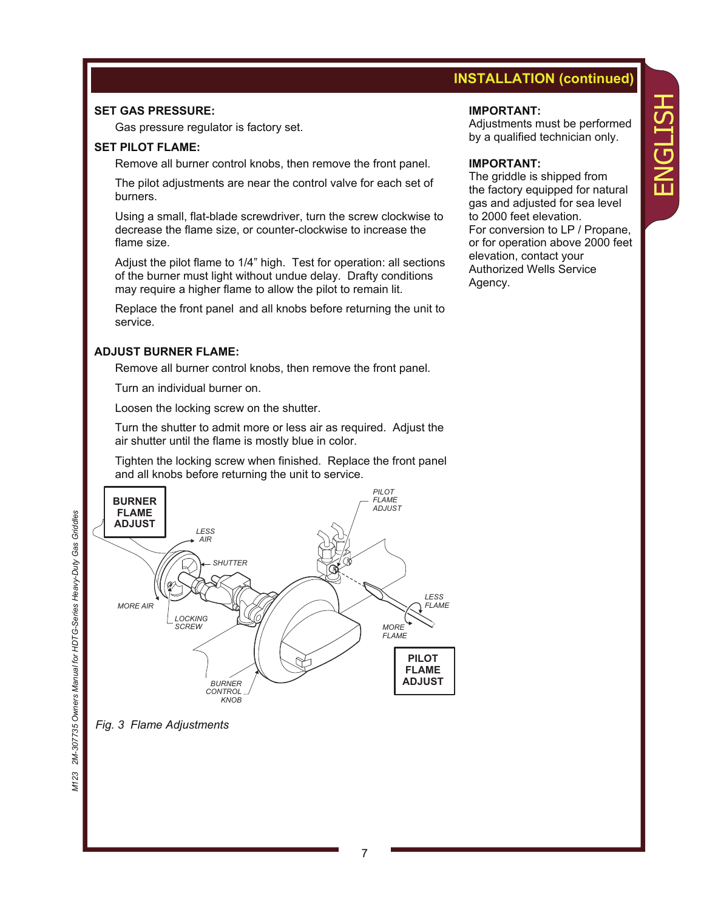## INSTALLATION (continued)

### SET GAS PRESSURE:

Gas pressure regulator is factory set.

### SET PILOT FLAME:

Remove all burner control knobs, then remove the front panel.

The pilot adjustments are near the control valve for each set of burners.

Using a small, flat-blade screwdriver, turn the screw clockwise to decrease the flame size, or counter-clockwise to increase the flame size.

Adjust the pilot flame to 1/4" high. Test for operation: all sections of the burner must light without undue delay. Drafty conditions may require a higher flame to allow the pilot to remain lit.

Replace the front panel and all knobs before returning the unit to service.

### ADJUST BURNER FLAME:

Remove all burner control knobs, then remove the front panel.

Turn an individual burner on.

Loosen the locking screw on the shutter.

Turn the shutter to admit more or less air as required. Adjust the air shutter until the flame is mostly blue in color.

Tighten the locking screw when finished. Replace the front panel and all knobs before returning the unit to service.

BURNER FLAME ADJUST

LESS AIR

SHUTTER

MORE AIR

LOCKING SCREW

BURNER CONTROL KNOB

PILOT FLAME ADJUST

LESS FLAME

MORE FLAME

PILOT FLAME ADJUST

*Fig. 3 Flame Adjustments*

**IMPORTANT:**
Adjustments must be performed by a qualified technician only.

**IMPORTANT:**
The griddle is shipped from the factory equipped for natural gas and adjusted for sea level to 2000 feet elevation.
For conversion to LP / Propane, or for operation above 2000 feet elevation, contact your Authorized Wells Service Agency.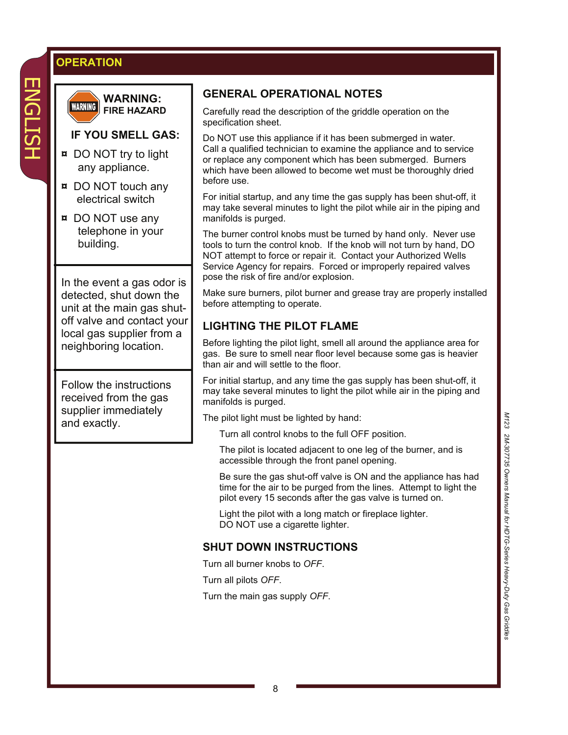## OPERATION

**WARNING: FIRE HAZARD**

**IF YOU SMELL GAS:**

- DO NOT try to light any appliance.
- DO NOT touch any electrical switch
- DO NOT use any telephone in your building.

In the event a gas odor is detected, shut down the unit at the main gas shut-off valve and contact your local gas supplier from a neighboring location.

Follow the instructions received from the gas supplier immediately and exactly.

### GENERAL OPERATIONAL NOTES

Carefully read the description of the griddle operation on the specification sheet.

Do NOT use this appliance if it has been submerged in water. Call a qualified technician to examine the appliance and to service or replace any component which has been submerged. Burners which have been allowed to become wet must be thoroughly dried before use.

For initial startup, and any time the gas supply has been shut-off, it may take several minutes to light the pilot while air in the piping and manifolds is purged.

The burner control knobs must be turned by hand only. Never use tools to turn the control knob. If the knob will not turn by hand, DO NOT attempt to force or repair it. Contact your Authorized Wells Service Agency for repairs. Forced or improperly repaired valves pose the risk of fire and/or explosion.

Make sure burners, pilot burner and grease tray are properly installed before attempting to operate.

### LIGHTING THE PILOT FLAME

Before lighting the pilot light, smell all around the appliance area for gas. Be sure to smell near floor level because some gas is heavier than air and will settle to the floor.

For initial startup, and any time the gas supply has been shut-off, it may take several minutes to light the pilot while air in the piping and manifolds is purged.

The pilot light must be lighted by hand:

Turn all control knobs to the full OFF position.

The pilot is located adjacent to one leg of the burner, and is accessible through the front panel opening.

Be sure the gas shut-off valve is ON and the appliance has had time for the air to be purged from the lines. Attempt to light the pilot every 15 seconds after the gas valve is turned on.

Light the pilot with a long match or fireplace lighter. DO NOT use a cigarette lighter.

### SHUT DOWN INSTRUCTIONS

Turn all burner knobs to *OFF*.

Turn all pilots *OFF*.

Turn the main gas supply *OFF*.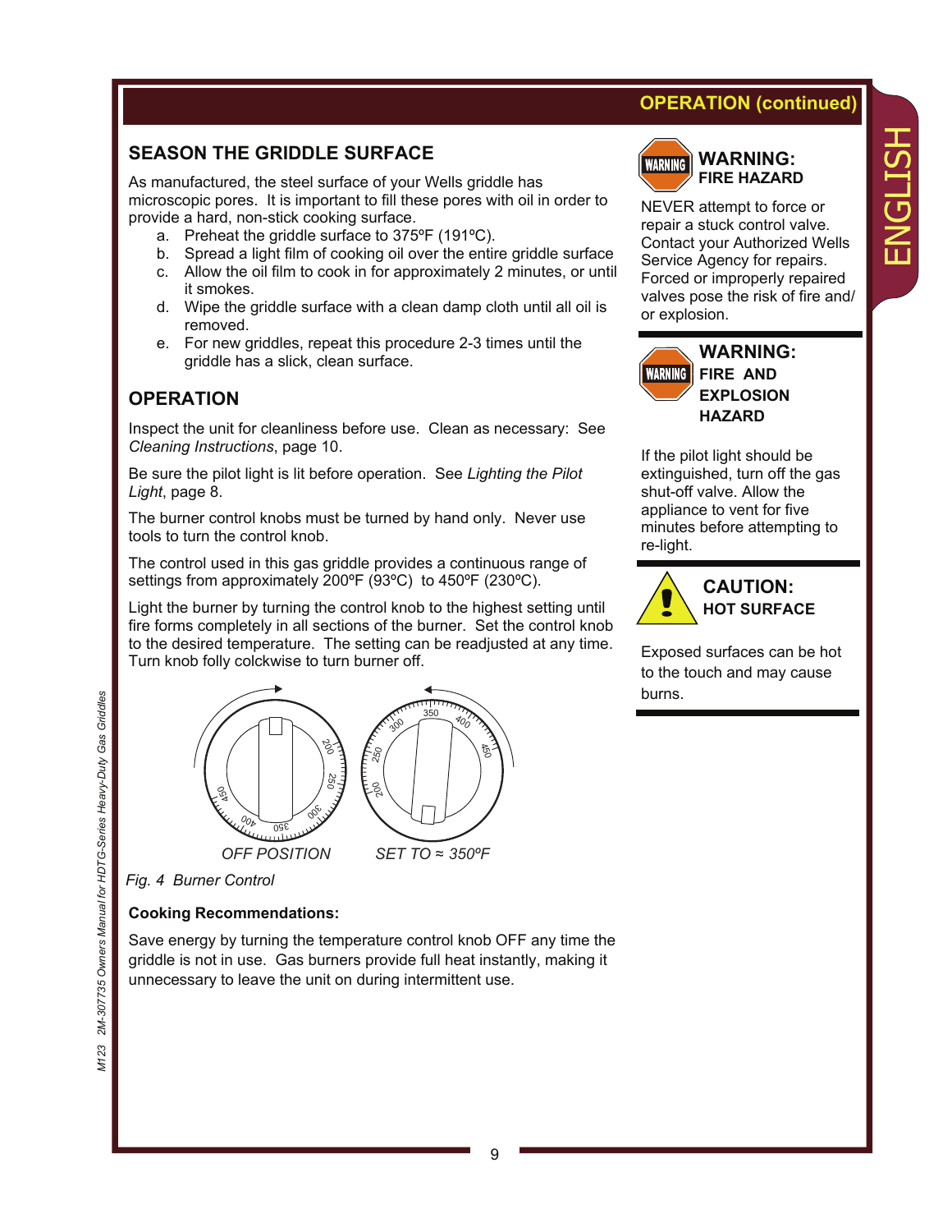## OPERATION (continued)

## SEASON THE GRIDDLE SURFACE

As manufactured, the steel surface of your Wells griddle has microscopic pores. It is important to fill these pores with oil in order to provide a hard, non-stick cooking surface.

a. Preheat the griddle surface to 375ºF (191ºC).
b. Spread a light film of cooking oil over the entire griddle surface
c. Allow the oil film to cook in for approximately 2 minutes, or until it smokes.
d. Wipe the griddle surface with a clean damp cloth until all oil is removed.
e. For new griddles, repeat this procedure 2-3 times until the griddle has a slick, clean surface.

## OPERATION

Inspect the unit for cleanliness before use. Clean as necessary: See *Cleaning Instructions*, page 10.

Be sure the pilot light is lit before operation. See *Lighting the Pilot Light*, page 8.

The burner control knobs must be turned by hand only. Never use tools to turn the control knob.

The control used in this gas griddle provides a continuous range of settings from approximately 200ºF (93ºC) to 450ºF (230ºC).

Light the burner by turning the control knob to the highest setting until fire forms completely in all sections of the burner. Set the control knob to the desired temperature. The setting can be readjusted at any time. Turn knob folly colckwise to turn burner off.

*OFF POSITION* *SET TO ≈ 350ºF*

*Fig. 4 Burner Control*

### Cooking Recommendations:

Save energy by turning the temperature control knob OFF any time the griddle is not in use. Gas burners provide full heat instantly, making it unnecessary to leave the unit on during intermittent use.

**WARNING: FIRE HAZARD**

NEVER attempt to force or repair a stuck control valve. Contact your Authorized Wells Service Agency for repairs. Forced or improperly repaired valves pose the risk of fire and/ or explosion.

**WARNING: FIRE AND EXPLOSION HAZARD**

If the pilot light should be extinguished, turn off the gas shut-off valve. Allow the appliance to vent for five minutes before attempting to re-light.

**CAUTION: HOT SURFACE**

Exposed surfaces can be hot to the touch and may cause burns.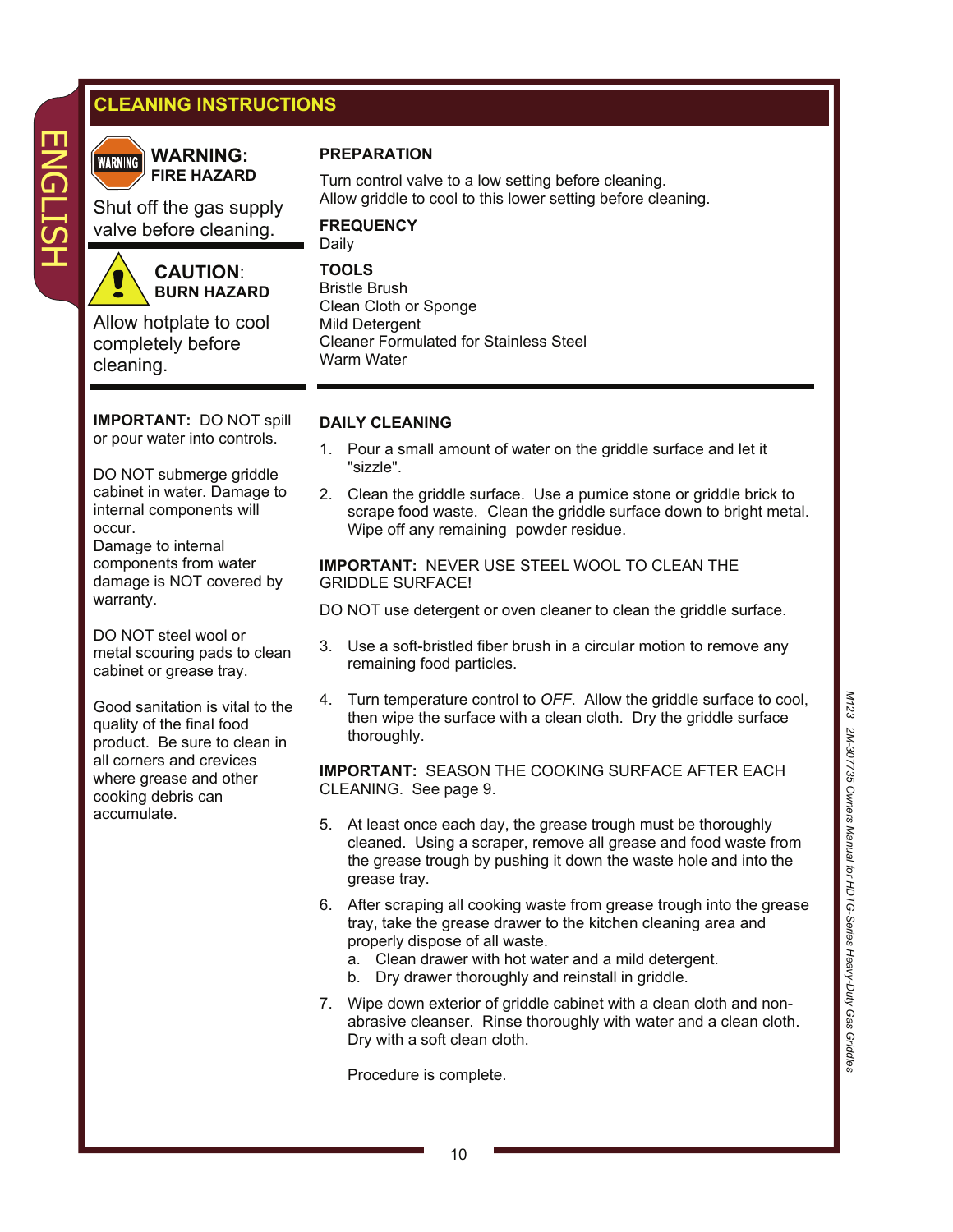## CLEANING INSTRUCTIONS

**WARNING:**
**FIRE HAZARD**

Shut off the gas supply valve before cleaning.

**CAUTION:**
**BURN HAZARD**

Allow hotplate to cool completely before cleaning.

**PREPARATION**

Turn control valve to a low setting before cleaning.
Allow griddle to cool to this lower setting before cleaning.

**FREQUENCY**

Daily

**TOOLS**

Bristle Brush
Clean Cloth or Sponge
Mild Detergent
Cleaner Formulated for Stainless Steel
Warm Water

**IMPORTANT:** DO NOT spill or pour water into controls.

DO NOT submerge griddle cabinet in water. Damage to internal components will occur.
Damage to internal components from water damage is NOT covered by warranty.

DO NOT steel wool or metal scouring pads to clean cabinet or grease tray.

Good sanitation is vital to the quality of the final food product. Be sure to clean in all corners and crevices where grease and other cooking debris can accumulate.

**DAILY CLEANING**

1. Pour a small amount of water on the griddle surface and let it "sizzle".
2. Clean the griddle surface. Use a pumice stone or griddle brick to scrape food waste. Clean the griddle surface down to bright metal. Wipe off any remaining powder residue.

**IMPORTANT:** NEVER USE STEEL WOOL TO CLEAN THE GRIDDLE SURFACE!

DO NOT use detergent or oven cleaner to clean the griddle surface.

3. Use a soft-bristled fiber brush in a circular motion to remove any remaining food particles.
4. Turn temperature control to *OFF*. Allow the griddle surface to cool, then wipe the surface with a clean cloth. Dry the griddle surface thoroughly.

**IMPORTANT:** SEASON THE COOKING SURFACE AFTER EACH CLEANING. See page 9.

5. At least once each day, the grease trough must be thoroughly cleaned. Using a scraper, remove all grease and food waste from the grease trough by pushing it down the waste hole and into the grease tray.
6. After scraping all cooking waste from grease trough into the grease tray, take the grease drawer to the kitchen cleaning area and properly dispose of all waste.
   a. Clean drawer with hot water and a mild detergent.
   b. Dry drawer thoroughly and reinstall in griddle.
7. Wipe down exterior of griddle cabinet with a clean cloth and non-abrasive cleanser. Rinse thoroughly with water and a clean cloth. Dry with a soft clean cloth.

   Procedure is complete.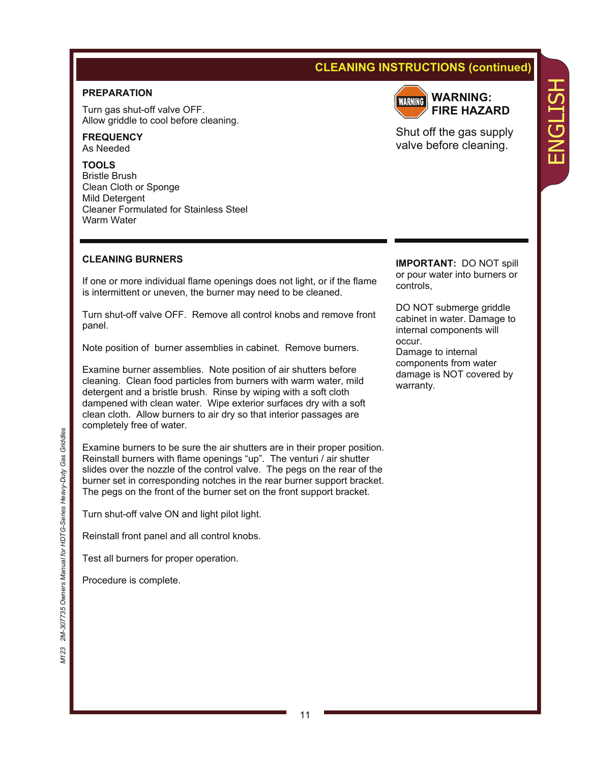## CLEANING INSTRUCTIONS (continued)

**PREPARATION**

Turn gas shut-off valve OFF.
Allow griddle to cool before cleaning.

**FREQUENCY**
As Needed

**TOOLS**
Bristle Brush
Clean Cloth or Sponge
Mild Detergent
Cleaner Formulated for Stainless Steel
Warm Water

**WARNING: FIRE HAZARD**

Shut off the gas supply valve before cleaning.

**CLEANING BURNERS**

If one or more individual flame openings does not light, or if the flame is intermittent or uneven, the burner may need to be cleaned.

Turn shut-off valve OFF. Remove all control knobs and remove front panel.

Note position of burner assemblies in cabinet. Remove burners.

Examine burner assemblies. Note position of air shutters before cleaning. Clean food particles from burners with warm water, mild detergent and a bristle brush. Rinse by wiping with a soft cloth dampened with clean water. Wipe exterior surfaces dry with a soft clean cloth. Allow burners to air dry so that interior passages are completely free of water.

Examine burners to be sure the air shutters are in their proper position. Reinstall burners with flame openings “up”. The venturi / air shutter slides over the nozzle of the control valve. The pegs on the rear of the burner set in corresponding notches in the rear burner support bracket. The pegs on the front of the burner set on the front support bracket.

Turn shut-off valve ON and light pilot light.

Reinstall front panel and all control knobs.

Test all burners for proper operation.

Procedure is complete.

**IMPORTANT:** DO NOT spill or pour water into burners or controls,

DO NOT submerge griddle cabinet in water. Damage to internal components will occur.
Damage to internal components from water damage is NOT covered by warranty.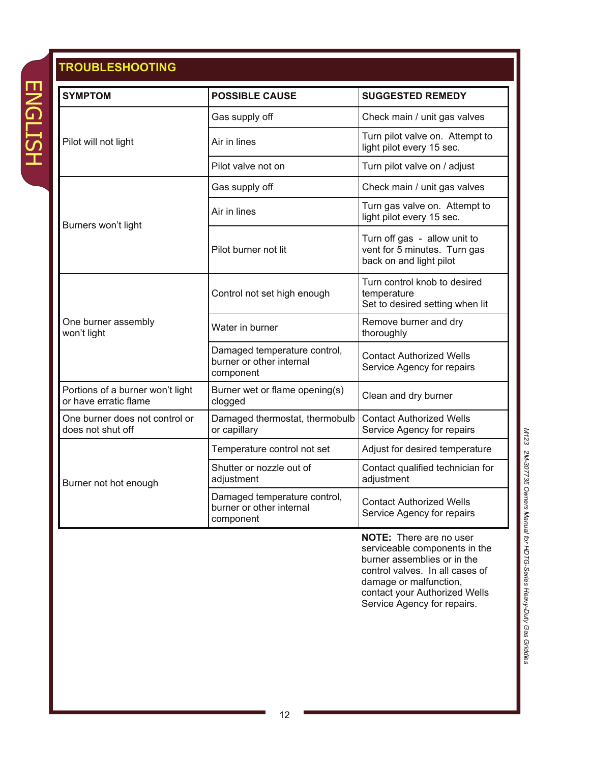## TROUBLESHOOTING

| SYMPTOM | POSSIBLE CAUSE | SUGGESTED REMEDY |
|---|---|---|
| Pilot will not light | Gas supply off | Check main / unit gas valves |
| | Air in lines | Turn pilot valve on. Attempt to light pilot every 15 sec. |
| | Pilot valve not on | Turn pilot valve on / adjust |
| Burners won't light | Gas supply off | Check main / unit gas valves |
| | Air in lines | Turn gas valve on. Attempt to light pilot every 15 sec. |
| | Pilot burner not lit | Turn off gas - allow unit to vent for 5 minutes. Turn gas back on and light pilot |
| One burner assembly won't light | Control not set high enough | Turn control knob to desired temperature Set to desired setting when lit |
| | Water in burner | Remove burner and dry thoroughly |
| | Damaged temperature control, burner or other internal component | Contact Authorized Wells Service Agency for repairs |
| Portions of a burner won't light or have erratic flame | Burner wet or flame opening(s) clogged | Clean and dry burner |
| One burner does not control or does not shut off | Damaged thermostat, thermobulb or capillary | Contact Authorized Wells Service Agency for repairs |
| Burner not hot enough | Temperature control not set | Adjust for desired temperature |
| | Shutter or nozzle out of adjustment | Contact qualified technician for adjustment |
| | Damaged temperature control, burner or other internal component | Contact Authorized Wells Service Agency for repairs |

**NOTE:** There are no user serviceable components in the burner assemblies or in the control valves. In all cases of damage or malfunction, contact your Authorized Wells Service Agency for repairs.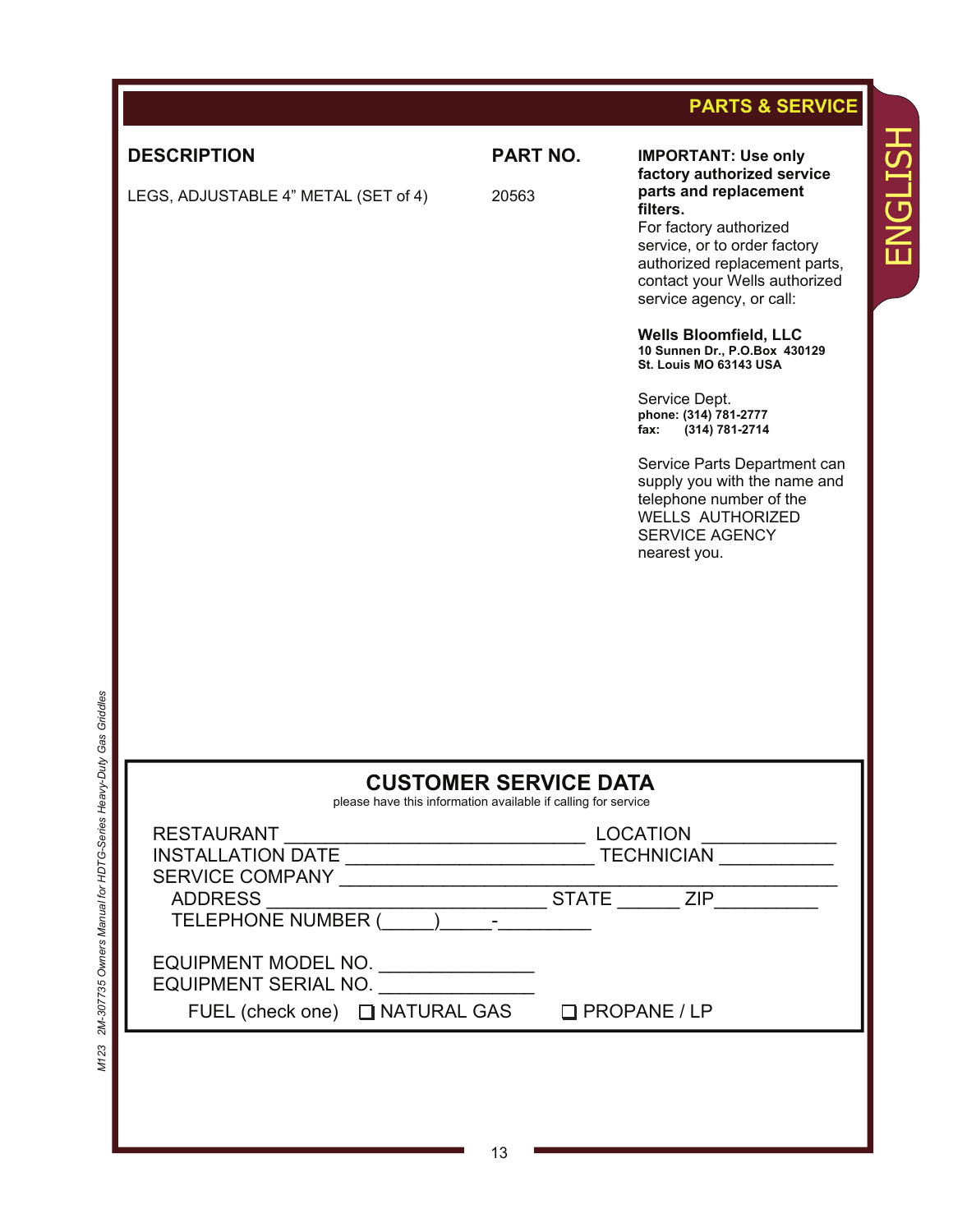## PARTS & SERVICE

| DESCRIPTION | PART NO. |
|---|---|
| LEGS, ADJUSTABLE 4" METAL (SET of 4) | 20563 |

**IMPORTANT: Use only factory authorized service parts and replacement filters.**
For factory authorized service, or to order factory authorized replacement parts, contact your Wells authorized service agency, or call:

**Wells Bloomfield, LLC**
**10 Sunnen Dr., P.O.Box 430129**
**St. Louis MO 63143 USA**

Service Dept.
**phone: (314) 781-2777**
**fax: (314) 781-2714**

Service Parts Department can supply you with the name and telephone number of the WELLS AUTHORIZED SERVICE AGENCY nearest you.

## CUSTOMER SERVICE DATA

please have this information available if calling for service

RESTAURANT ____________________________ LOCATION ____________
INSTALLATION DATE _______________________ TECHNICIAN ___________
SERVICE COMPANY _______________________________________________
ADDRESS ___________________________ STATE ______ ZIP__________
TELEPHONE NUMBER (_____)_____-_________

EQUIPMENT MODEL NO. _______________
EQUIPMENT SERIAL NO. _______________
FUEL (check one) ❑ NATURAL GAS ❑ PROPANE / LP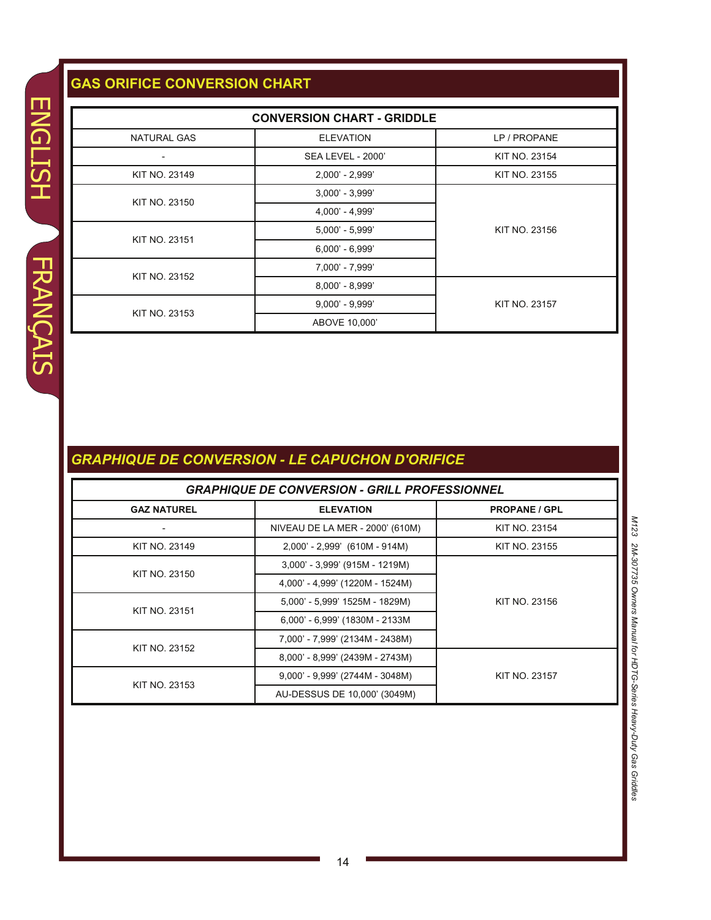## GAS ORIFICE CONVERSION CHART

| CONVERSION CHART - GRIDDLE | | |
|---|---|---|
| NATURAL GAS | ELEVATION | LP / PROPANE |
| - | SEA LEVEL - 2000' | KIT NO. 23154 |
| KIT NO. 23149 | 2,000' - 2,999' | KIT NO. 23155 |
| KIT NO. 23150 | 3,000' - 3,999' | KIT NO. 23156 |
| | 4,000' - 4,999' | |
| KIT NO. 23151 | 5,000' - 5,999' | |
| | 6,000' - 6,999' | |
| KIT NO. 23152 | 7,000' - 7,999' | |
| | 8,000' - 8,999' | KIT NO. 23157 |
| KIT NO. 23153 | 9,000' - 9,999' | |
| | ABOVE 10,000' | |

## *GRAPHIQUE DE CONVERSION - LE CAPUCHON D'ORIFICE*

| *GRAPHIQUE DE CONVERSION - GRILL PROFESSIONNEL* | | |
|---|---|---|
| **GAZ NATUREL** | **ELEVATION** | **PROPANE / GPL** |
| - | NIVEAU DE LA MER - 2000' (610M) | KIT NO. 23154 |
| KIT NO. 23149 | 2,000' - 2,999' (610M - 914M) | KIT NO. 23155 |
| KIT NO. 23150 | 3,000' - 3,999' (915M - 1219M) | KIT NO. 23156 |
| | 4,000' - 4,999' (1220M - 1524M) | |
| KIT NO. 23151 | 5,000' - 5,999' 1525M - 1829M) | |
| | 6,000' - 6,999' (1830M - 2133M | |
| KIT NO. 23152 | 7,000' - 7,999' (2134M - 2438M) | |
| | 8,000' - 8,999' (2439M - 2743M) | KIT NO. 23157 |
| KIT NO. 23153 | 9,000' - 9,999' (2744M - 3048M) | |
| | AU-DESSUS DE 10,000' (3049M) | |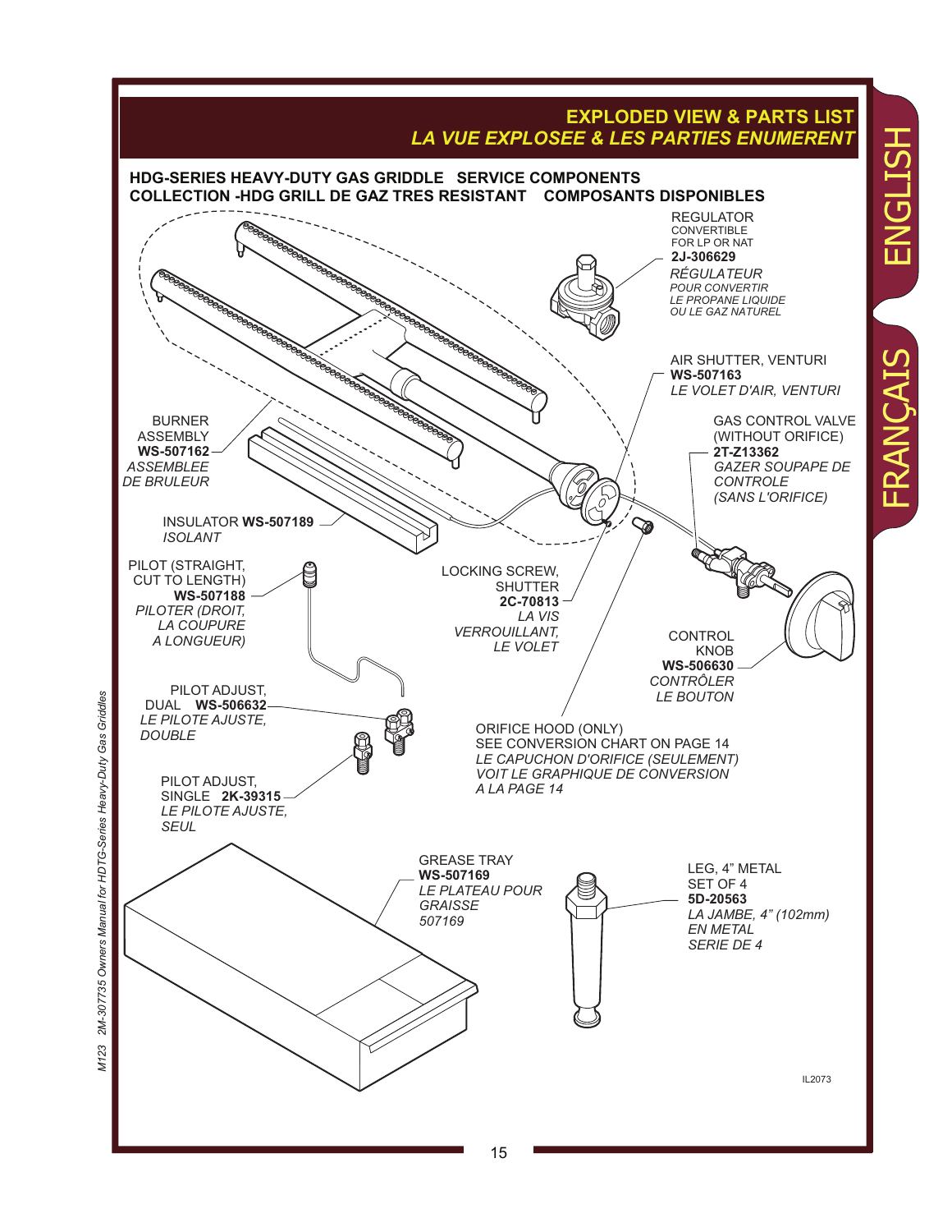## EXPLODED VIEW & PARTS LIST
## *LA VUE EXPLOSEE & LES PARTIES ENUMERENT*

**HDG-SERIES HEAVY-DUTY GAS GRIDDLE SERVICE COMPONENTS**
**COLLECTION -HDG GRILL DE GAZ TRES RESISTANT COMPOSANTS DISPONIBLES**

REGULATOR
CONVERTIBLE
FOR LP OR NAT
**2J-306629**
*RÉGULATEUR*
*POUR CONVERTIR*
*LE PROPANE LIQUIDE*
*OU LE GAZ NATUREL*

AIR SHUTTER, VENTURI
**WS-507163**
*LE VOLET D'AIR, VENTURI*

BURNER
ASSEMBLY
**WS-507162**
*ASSEMBLEE*
*DE BRULEUR*

GAS CONTROL VALVE
(WITHOUT ORIFICE)
**2T-Z13362**
*GAZER SOUPAPE DE*
*CONTROLE*
*(SANS L'ORIFICE)*

INSULATOR **WS-507189**
*ISOLANT*

PILOT (STRAIGHT,
CUT TO LENGTH)
**WS-507188**
*PILOTER (DROIT,*
*LA COUPURE*
*A LONGUEUR)*

LOCKING SCREW,
SHUTTER
**2C-70813**
*LA VIS*
*VERROUILLANT,*
*LE VOLET*

CONTROL
KNOB
**WS-506630**
*CONTRÔLER*
*LE BOUTON*

PILOT ADJUST,
DUAL **WS-506632**
*LE PILOTE AJUSTE,*
*DOUBLE*

ORIFICE HOOD (ONLY)
SEE CONVERSION CHART ON PAGE 14
*LE CAPUCHON D'ORIFICE (SEULEMENT)*
*VOIT LE GRAPHIQUE DE CONVERSION*
*A LA PAGE 14*

PILOT ADJUST,
SINGLE **2K-39315**
*LE PILOTE AJUSTE,*
*SEUL*

GREASE TRAY
**WS-507169**
*LE PLATEAU POUR*
*GRAISSE*
*507169*

LEG, 4" METAL
SET OF 4
**5D-20563**
*LA JAMBE, 4" (102mm)*
*EN METAL*
*SERIE DE 4*

IL2073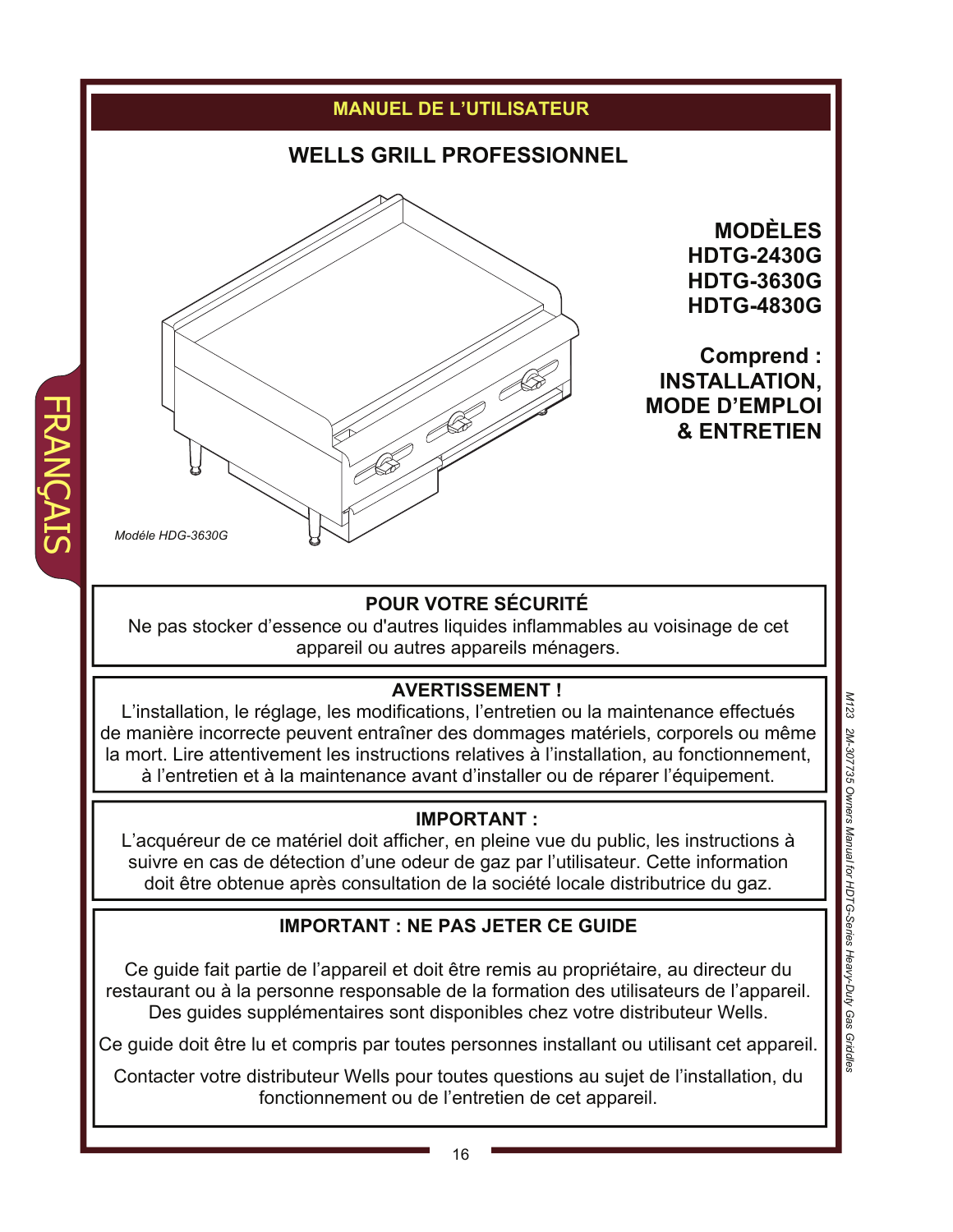## MANUEL DE L'UTILISATEUR

# WELLS GRILL PROFESSIONNEL

*Modéle HDG-3630G*

**MODÈLES**
**HDTG-2430G**
**HDTG-3630G**
**HDTG-4830G**

**Comprend :**
**INSTALLATION,**
**MODE D'EMPLOI**
**& ENTRETIEN**

FRANÇAIS

### POUR VOTRE SÉCURITÉ

Ne pas stocker d'essence ou d'autres liquides inflammables au voisinage de cet appareil ou autres appareils ménagers.

### AVERTISSEMENT !

L'installation, le réglage, les modifications, l'entretien ou la maintenance effectués de manière incorrecte peuvent entraîner des dommages matériels, corporels ou même la mort. Lire attentivement les instructions relatives à l'installation, au fonctionnement, à l'entretien et à la maintenance avant d'installer ou de réparer l'équipement.

### IMPORTANT :

L'acquéreur de ce matériel doit afficher, en pleine vue du public, les instructions à suivre en cas de détection d'une odeur de gaz par l'utilisateur. Cette information doit être obtenue après consultation de la société locale distributrice du gaz.

### IMPORTANT : NE PAS JETER CE GUIDE

Ce guide fait partie de l'appareil et doit être remis au propriétaire, au directeur du restaurant ou à la personne responsable de la formation des utilisateurs de l'appareil. Des guides supplémentaires sont disponibles chez votre distributeur Wells.

Ce guide doit être lu et compris par toutes personnes installant ou utilisant cet appareil.

Contacter votre distributeur Wells pour toutes questions au sujet de l'installation, du fonctionnement ou de l'entretien de cet appareil.

*M123 2M-307735 Owners Manual for HDTG-Series Heavy-Duty Gas Griddles*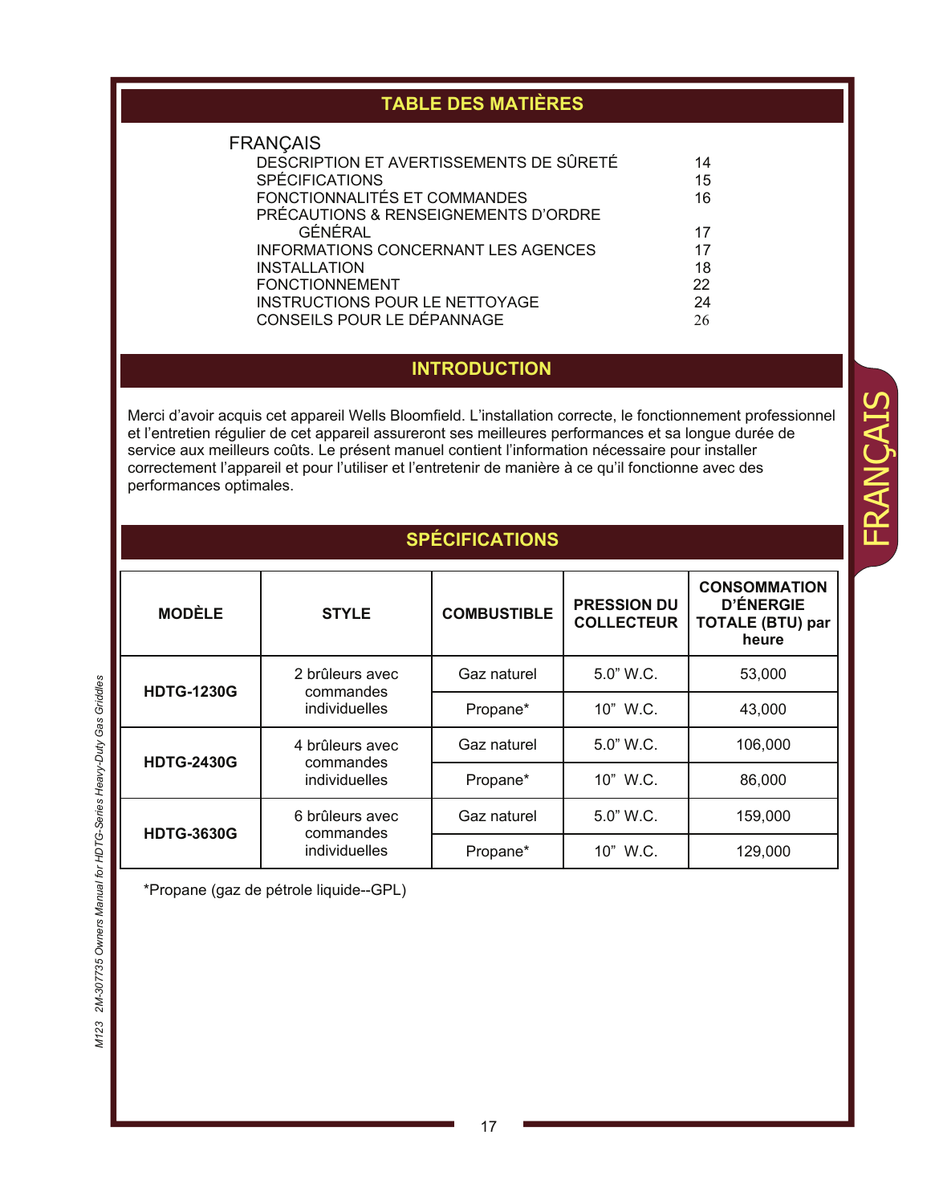## TABLE DES MATIÈRES

FRANÇAIS

| | |
|---|---|
| DESCRIPTION ET AVERTISSEMENTS DE SÛRETÉ | 14 |
| SPÉCIFICATIONS | 15 |
| FONCTIONNALITÉS ET COMMANDES | 16 |
| PRÉCAUTIONS & RENSEIGNEMENTS D’ORDRE GÉNÉRAL | 17 |
| INFORMATIONS CONCERNANT LES AGENCES | 17 |
| INSTALLATION | 18 |
| FONCTIONNEMENT | 22 |
| INSTRUCTIONS POUR LE NETTOYAGE | 24 |
| CONSEILS POUR LE DÉPANNAGE | 26 |

## INTRODUCTION

Merci d’avoir acquis cet appareil Wells Bloomfield. L’installation correcte, le fonctionnement professionnel et l’entretien régulier de cet appareil assureront ses meilleures performances et sa longue durée de service aux meilleurs coûts. Le présent manuel contient l’information nécessaire pour installer correctement l’appareil et pour l’utiliser et l’entretenir de manière à ce qu’il fonctionne avec des performances optimales.

## SPÉCIFICATIONS

| MODÈLE | STYLE | COMBUSTIBLE | PRESSION DU COLLECTEUR | CONSOMMATION D’ÉNERGIE TOTALE (BTU) par heure |
|---|---|---|---|---|
| **HDTG-1230G** | 2 brûleurs avec commandes individuelles | Gaz naturel | 5.0” W.C. | 53,000 |
| | | Propane* | 10” W.C. | 43,000 |
| **HDTG-2430G** | 4 brûleurs avec commandes individuelles | Gaz naturel | 5.0” W.C. | 106,000 |
| | | Propane* | 10” W.C. | 86,000 |
| **HDTG-3630G** | 6 brûleurs avec commandes individuelles | Gaz naturel | 5.0” W.C. | 159,000 |
| | | Propane* | 10” W.C. | 129,000 |

*Propane (gaz de pétrole liquide--GPL)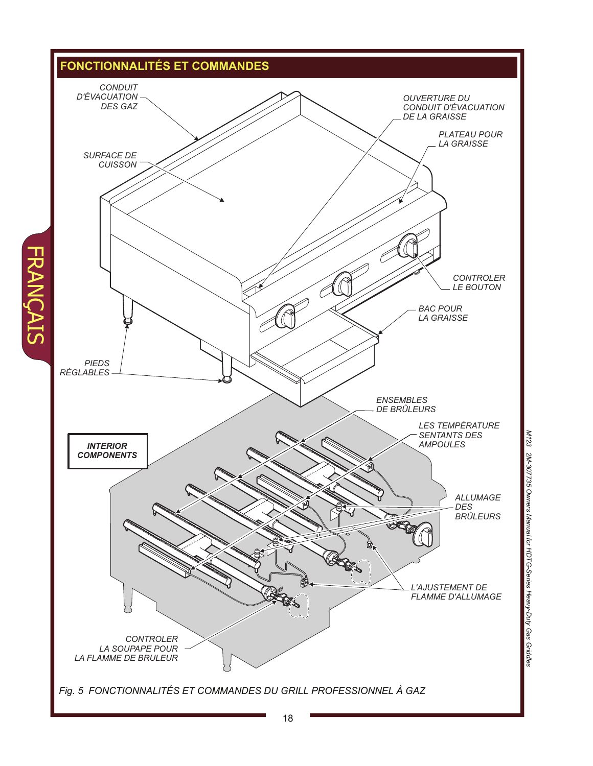## FONCTIONNALITÉS ET COMMANDES

CONDUIT D'ÉVACUATION DES GAZ

OUVERTURE DU CONDUIT D'ÉVACUATION DE LA GRAISSE

PLATEAU POUR LA GRAISSE

SURFACE DE CUISSON

CONTROLER LE BOUTON

BAC POUR LA GRAISSE

PIEDS RÉGLABLES

ENSEMBLES DE BRÛLEURS

**INTERIOR COMPONENTS**

LES TEMPÉRATURE SENTANTS DES AMPOULES

ALLUMAGE DES BRÛLEURS

L'AJUSTEMENT DE FLAMME D'ALLUMAGE

CONTROLER LA SOUPAPE POUR LA FLAMME DE BRULEUR

*Fig. 5 FONCTIONNALITÉS ET COMMANDES DU GRILL PROFESSIONNEL À GAZ*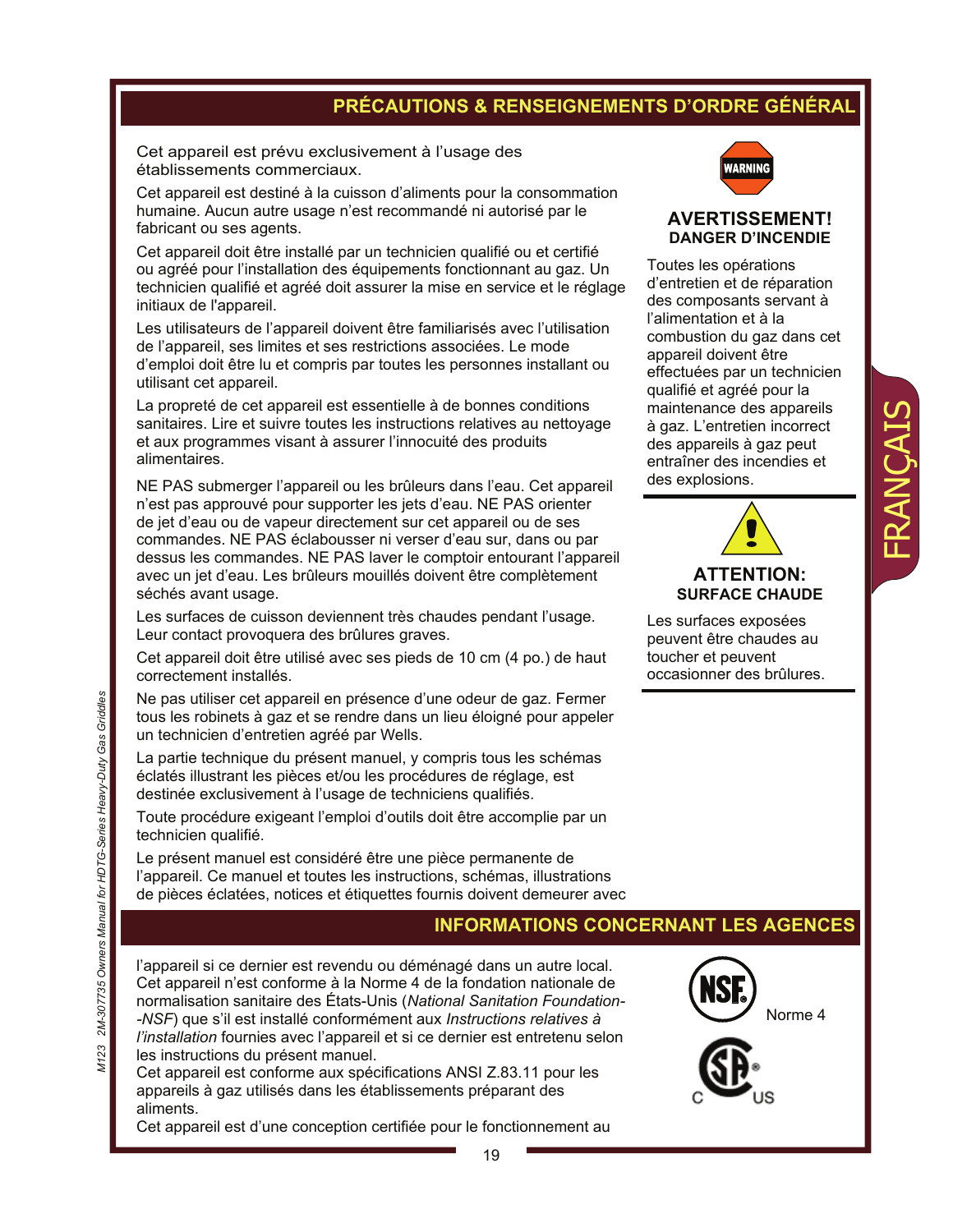## PRÉCAUTIONS & RENSEIGNEMENTS D'ORDRE GÉNÉRAL

Cet appareil est prévu exclusivement à l'usage des établissements commerciaux.

Cet appareil est destiné à la cuisson d'aliments pour la consommation humaine. Aucun autre usage n'est recommandé ni autorisé par le fabricant ou ses agents.

Cet appareil doit être installé par un technicien qualifié ou et certifié ou agréé pour l'installation des équipements fonctionnant au gaz. Un technicien qualifié et agréé doit assurer la mise en service et le réglage initiaux de l'appareil.

Les utilisateurs de l'appareil doivent être familiarisés avec l'utilisation de l'appareil, ses limites et ses restrictions associées. Le mode d'emploi doit être lu et compris par toutes les personnes installant ou utilisant cet appareil.

La propreté de cet appareil est essentielle à de bonnes conditions sanitaires. Lire et suivre toutes les instructions relatives au nettoyage et aux programmes visant à assurer l'innocuité des produits alimentaires.

NE PAS submerger l'appareil ou les brûleurs dans l'eau. Cet appareil n'est pas approuvé pour supporter les jets d'eau. NE PAS orienter de jet d'eau ou de vapeur directement sur cet appareil ou de ses commandes. NE PAS éclabousser ni verser d'eau sur, dans ou par dessus les commandes. NE PAS laver le comptoir entourant l'appareil avec un jet d'eau. Les brûleurs mouillés doivent être complètement séchés avant usage.

Les surfaces de cuisson deviennent très chaudes pendant l'usage. Leur contact provoquera des brûlures graves.

Cet appareil doit être utilisé avec ses pieds de 10 cm (4 po.) de haut correctement installés.

Ne pas utiliser cet appareil en présence d'une odeur de gaz. Fermer tous les robinets à gaz et se rendre dans un lieu éloigné pour appeler un technicien d'entretien agréé par Wells.

La partie technique du présent manuel, y compris tous les schémas éclatés illustrant les pièces et/ou les procédures de réglage, est destinée exclusivement à l'usage de techniciens qualifiés.

Toute procédure exigeant l'emploi d'outils doit être accomplie par un technicien qualifié.

Le présent manuel est considéré être une pièce permanente de l'appareil. Ce manuel et toutes les instructions, schémas, illustrations de pièces éclatées, notices et étiquettes fournis doivent demeurer avec l'appareil si ce dernier est revendu ou déménagé dans un autre local.

WARNING

**AVERTISSEMENT!**
**DANGER D'INCENDIE**

Toutes les opérations d'entretien et de réparation des composants servant à l'alimentation et à la combustion du gaz dans cet appareil doivent être effectuées par un technicien qualifié et agréé pour la maintenance des appareils à gaz. L'entretien incorrect des appareils à gaz peut entraîner des incendies et des explosions.

**ATTENTION:**
**SURFACE CHAUDE**

Les surfaces exposées peuvent être chaudes au toucher et peuvent occasionner des brûlures.

## INFORMATIONS CONCERNANT LES AGENCES

Cet appareil n'est conforme à la Norme 4 de la fondation nationale de normalisation sanitaire des États-Unis (*National Sanitation Foundation--NSF*) que s'il est installé conformément aux *Instructions relatives à l'installation* fournies avec l'appareil et si ce dernier est entretenu selon les instructions du présent manuel.

Cet appareil est conforme aux spécifications ANSI Z.83.11 pour les appareils à gaz utilisés dans les établissements préparant des aliments.

Cet appareil est d'une conception certifiée pour le fonctionnement au

NSF Norme 4

C US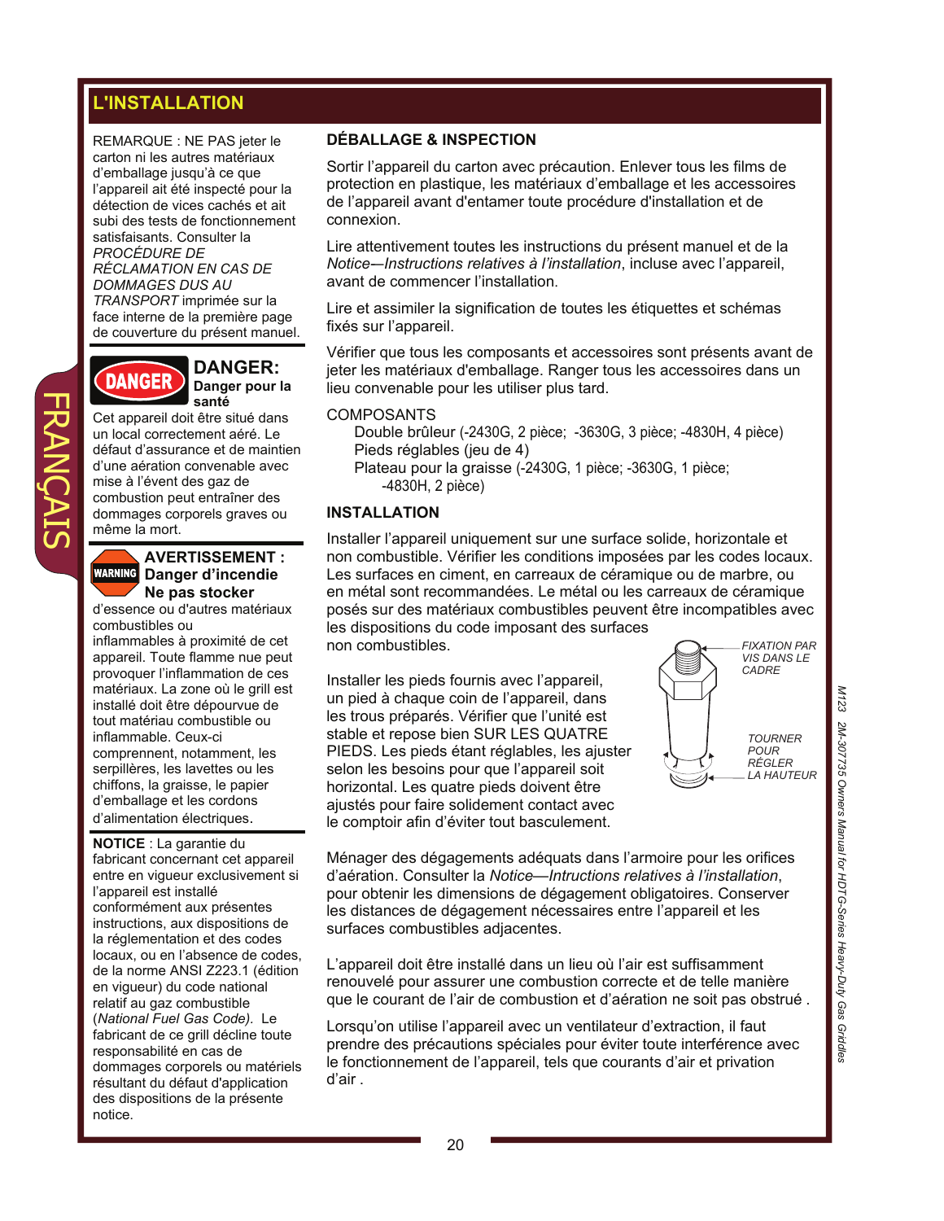## L'INSTALLATION

REMARQUE : NE PAS jeter le carton ni les autres matériaux d'emballage jusqu'à ce que l'appareil ait été inspecté pour la détection de vices cachés et ait subi des tests de fonctionnement satisfaisants. Consulter la *PROCÉDURE DE RÉCLAMATION EN CAS DE DOMMAGES DUS AU TRANSPORT* imprimée sur la face interne de la première page de couverture du présent manuel.

**DANGER: Danger pour la santé**

Cet appareil doit être situé dans un local correctement aéré. Le défaut d'assurance et de maintien d'une aération convenable avec mise à l'évent des gaz de combustion peut entraîner des dommages corporels graves ou même la mort.

**AVERTISSEMENT : Danger d'incendie**

**Ne pas stocker** d'essence ou d'autres matériaux combustibles ou inflammables à proximité de cet appareil. Toute flamme nue peut provoquer l'inflammation de ces matériaux. La zone où le grill est installé doit être dépourvue de tout matériau combustible ou inflammable. Ceux-ci comprennent, notamment, les serpillères, les lavettes ou les chiffons, la graisse, le papier d'emballage et les cordons d'alimentation électriques.

**NOTICE** : La garantie du fabricant concernant cet appareil entre en vigueur exclusivement si l'appareil est installé conformément aux présentes instructions, aux dispositions de la réglementation et des codes locaux, ou en l'absence de codes, de la norme ANSI Z223.1 (édition en vigueur) du code national relatif au gaz combustible (*National Fuel Gas Code).* Le fabricant de ce grill décline toute responsabilité en cas de dommages corporels ou matériels résultant du défaut d'application des dispositions de la présente notice.

### DÉBALLAGE & INSPECTION

Sortir l'appareil du carton avec précaution. Enlever tous les films de protection en plastique, les matériaux d'emballage et les accessoires de l'appareil avant d'entamer toute procédure d'installation et de connexion.

Lire attentivement toutes les instructions du présent manuel et de la *Notice—Instructions relatives à l'installation*, incluse avec l'appareil, avant de commencer l'installation.

Lire et assimiler la signification de toutes les étiquettes et schémas fixés sur l'appareil.

Vérifier que tous les composants et accessoires sont présents avant de jeter les matériaux d'emballage. Ranger tous les accessoires dans un lieu convenable pour les utiliser plus tard.

COMPOSANTS

- Double brûleur (-2430G, 2 pièce; -3630G, 3 pièce; -4830H, 4 pièce)
- Pieds réglables (jeu de 4)
- Plateau pour la graisse (-2430G, 1 pièce; -3630G, 1 pièce; -4830H, 2 pièce)

### INSTALLATION

Installer l'appareil uniquement sur une surface solide, horizontale et non combustible. Vérifier les conditions imposées par les codes locaux. Les surfaces en ciment, en carreaux de céramique ou de marbre, ou en métal sont recommandées. Le métal ou les carreaux de céramique posés sur des matériaux combustibles peuvent être incompatibles avec les dispositions du code imposant des surfaces non combustibles.

*FIXATION PAR VIS DANS LE CADRE*

*TOURNER POUR RÉGLER LA HAUTEUR*

Installer les pieds fournis avec l'appareil, un pied à chaque coin de l'appareil, dans les trous préparés. Vérifier que l'unité est stable et repose bien SUR LES QUATRE PIEDS. Les pieds étant réglables, les ajuster selon les besoins pour que l'appareil soit horizontal. Les quatre pieds doivent être ajustés pour faire solidement contact avec le comptoir afin d'éviter tout basculement.

Ménager des dégagements adéquats dans l'armoire pour les orifices d'aération. Consulter la *Notice—Intructions relatives à l'installation*, pour obtenir les dimensions de dégagement obligatoires. Conserver les distances de dégagement nécessaires entre l'appareil et les surfaces combustibles adjacentes.

L'appareil doit être installé dans un lieu où l'air est suffisamment renouvelé pour assurer une combustion correcte et de telle manière que le courant de l'air de combustion et d'aération ne soit pas obstrué .

Lorsqu'on utilise l'appareil avec un ventilateur d'extraction, il faut prendre des précautions spéciales pour éviter toute interférence avec le fonctionnement de l'appareil, tels que courants d'air et privation d'air .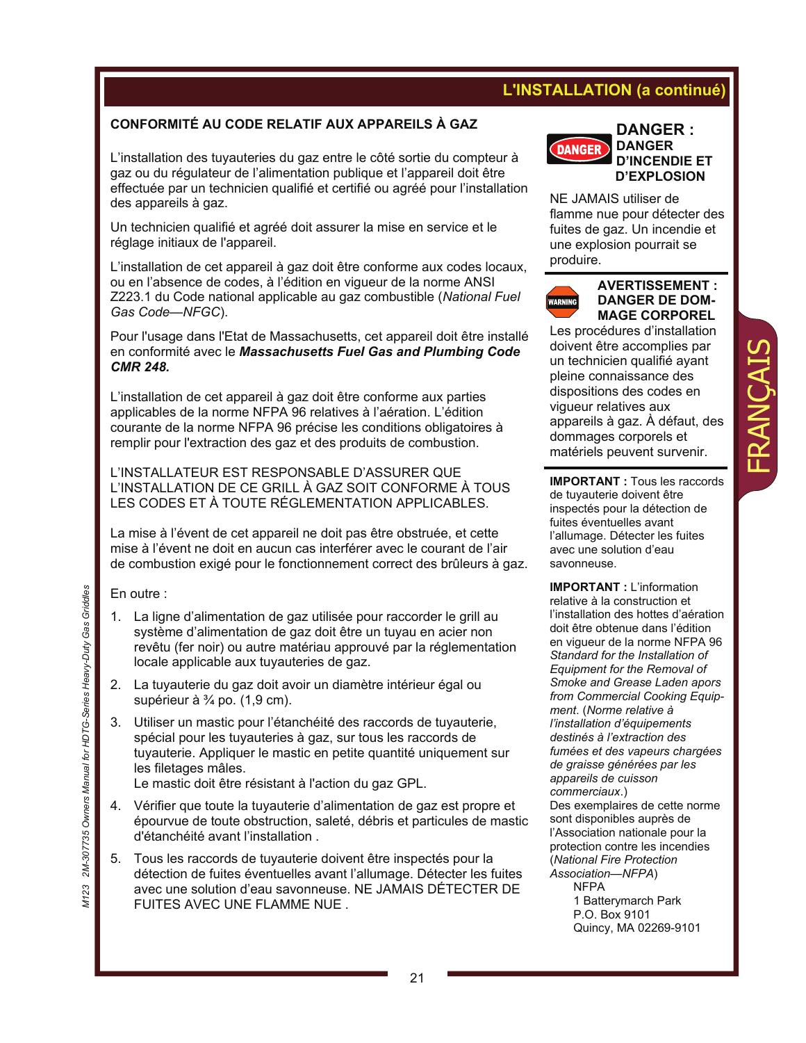## L'INSTALLATION (a continué)

### CONFORMITÉ AU CODE RELATIF AUX APPAREILS À GAZ

L'installation des tuyauteries du gaz entre le côté sortie du compteur à gaz ou du régulateur de l'alimentation publique et l'appareil doit être effectuée par un technicien qualifié et certifié ou agréé pour l'installation des appareils à gaz.

Un technicien qualifié et agréé doit assurer la mise en service et le réglage initiaux de l'appareil.

L'installation de cet appareil à gaz doit être conforme aux codes locaux, ou en l'absence de codes, à l'édition en vigueur de la norme ANSI Z223.1 du Code national applicable au gaz combustible (*National Fuel Gas Code—NFGC*).

Pour l'usage dans l'Etat de Massachusetts, cet appareil doit être installé en conformité avec le ***Massachusetts Fuel Gas and Plumbing Code CMR 248.***

L'installation de cet appareil à gaz doit être conforme aux parties applicables de la norme NFPA 96 relatives à l'aération. L'édition courante de la norme NFPA 96 précise les conditions obligatoires à remplir pour l'extraction des gaz et des produits de combustion.

L'INSTALLATEUR EST RESPONSABLE D'ASSURER QUE L'INSTALLATION DE CE GRILL À GAZ SOIT CONFORME À TOUS LES CODES ET À TOUTE RÉGLEMENTATION APPLICABLES.

La mise à l'évent de cet appareil ne doit pas être obstruée, et cette mise à l'évent ne doit en aucun cas interférer avec le courant de l'air de combustion exigé pour le fonctionnement correct des brûleurs à gaz.

En outre :

1. La ligne d'alimentation de gaz utilisée pour raccorder le grill au système d'alimentation de gaz doit être un tuyau en acier non revêtu (fer noir) ou autre matériau approuvé par la réglementation locale applicable aux tuyauteries de gaz.
2. La tuyauterie du gaz doit avoir un diamètre intérieur égal ou supérieur à ¾ po. (1,9 cm).
3. Utiliser un mastic pour l'étanchéité des raccords de tuyauterie, spécial pour les tuyauteries à gaz, sur tous les raccords de tuyauterie. Appliquer le mastic en petite quantité uniquement sur les filetages mâles.
   Le mastic doit être résistant à l'action du gaz GPL.
4. Vérifier que toute la tuyauterie d'alimentation de gaz est propre et épourvue de toute obstruction, saleté, débris et particules de mastic d'étanchéité avant l'installation .
5. Tous les raccords de tuyauterie doivent être inspectés pour la détection de fuites éventuelles avant l'allumage. Détecter les fuites avec une solution d'eau savonneuse. NE JAMAIS DÉTECTER DE FUITES AVEC UNE FLAMME NUE .

**DANGER : DANGER D'INCENDIE ET D'EXPLOSION**

NE JAMAIS utiliser de flamme nue pour détecter des fuites de gaz. Un incendie et une explosion pourrait se produire.

**AVERTISSEMENT : DANGER DE DOMMAGE CORPOREL**

Les procédures d'installation doivent être accomplies par un technicien qualifié ayant pleine connaissance des dispositions des codes en vigueur relatives aux appareils à gaz. À défaut, des dommages corporels et matériels peuvent survenir.

**IMPORTANT :** Tous les raccords de tuyauterie doivent être inspectés pour la détection de fuites éventuelles avant l'allumage. Détecter les fuites avec une solution d'eau savonneuse.

**IMPORTANT :** L'information relative à la construction et l'installation des hottes d'aération doit être obtenue dans l'édition en vigueur de la norme NFPA 96 *Standard for the Installation of Equipment for the Removal of Smoke and Grease Laden apors from Commercial Cooking Equipment.* (*Norme relative à l'installation d'équipements destinés à l'extraction des fumées et des vapeurs chargées de graisse générées par les appareils de cuisson commerciaux*.)
Des exemplaires de cette norme sont disponibles auprès de l'Association nationale pour la protection contre les incendies (*National Fire Protection Association—NFPA*)

NFPA
1 Batterymarch Park
P.O. Box 9101
Quincy, MA 02269-9101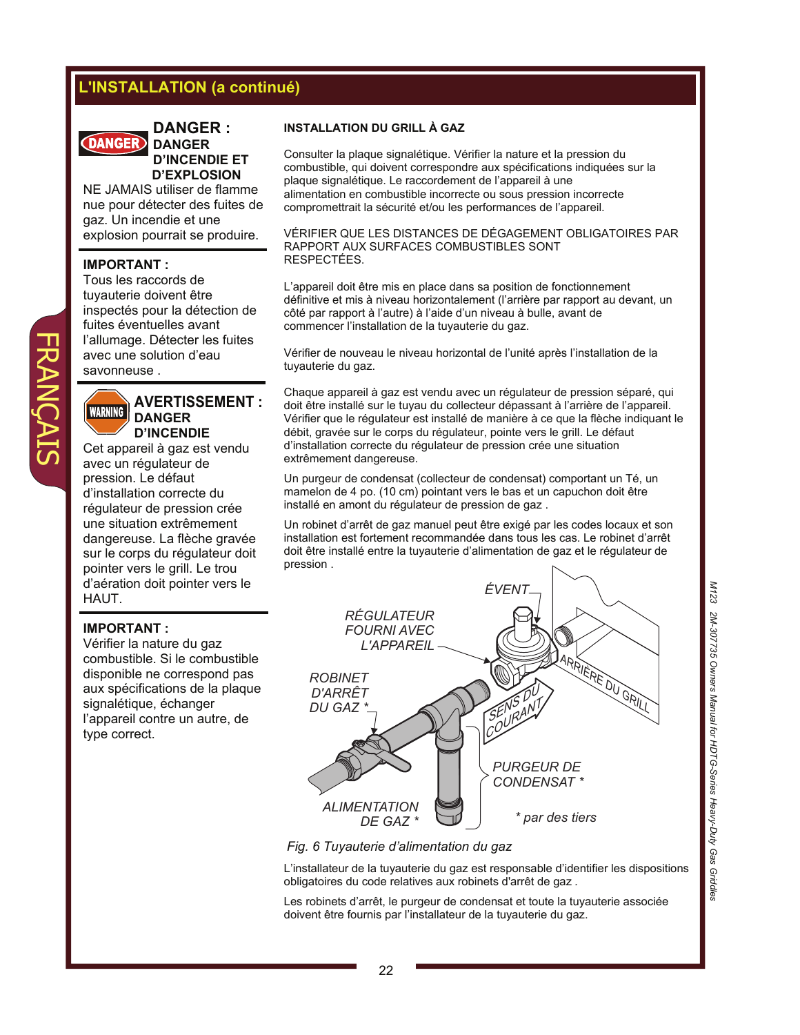## L'INSTALLATION (a continué)

**DANGER :**
**DANGER D'INCENDIE ET D'EXPLOSION**

NE JAMAIS utiliser de flamme nue pour détecter des fuites de gaz. Un incendie et une explosion pourrait se produire.

**IMPORTANT :**
Tous les raccords de tuyauterie doivent être inspectés pour la détection de fuites éventuelles avant l'allumage. Détecter les fuites avec une solution d'eau savonneuse .

**AVERTISSEMENT :**
**DANGER D'INCENDIE**

Cet appareil à gaz est vendu avec un régulateur de pression. Le défaut d'installation correcte du régulateur de pression crée une situation extrêmement dangereuse. La flèche gravée sur le corps du régulateur doit pointer vers le grill. Le trou d'aération doit pointer vers le HAUT.

**IMPORTANT :**
Vérifier la nature du gaz combustible. Si le combustible disponible ne correspond pas aux spécifications de la plaque signalétique, échanger l'appareil contre un autre, de type correct.

**INSTALLATION DU GRILL À GAZ**

Consulter la plaque signalétique. Vérifier la nature et la pression du combustible, qui doivent correspondre aux spécifications indiquées sur la plaque signalétique. Le raccordement de l'appareil à une alimentation en combustible incorrecte ou sous pression incorrecte compromettrait la sécurité et/ou les performances de l'appareil.

VÉRIFIER QUE LES DISTANCES DE DÉGAGEMENT OBLIGATOIRES PAR RAPPORT AUX SURFACES COMBUSTIBLES SONT RESPECTÉES.

L'appareil doit être mis en place dans sa position de fonctionnement définitive et mis à niveau horizontalement (l'arrière par rapport au devant, un côté par rapport à l'autre) à l'aide d'un niveau à bulle, avant de commencer l'installation de la tuyauterie du gaz.

Vérifier de nouveau le niveau horizontal de l'unité après l'installation de la tuyauterie du gaz.

Chaque appareil à gaz est vendu avec un régulateur de pression séparé, qui doit être installé sur le tuyau du collecteur dépassant à l'arrière de l'appareil. Vérifier que le régulateur est installé de manière à ce que la flèche indiquant le débit, gravée sur le corps du régulateur, pointe vers le grill. Le défaut d'installation correcte du régulateur de pression crée une situation extrêmement dangereuse.

Un purgeur de condensat (collecteur de condensat) comportant un Té, un mamelon de 4 po. (10 cm) pointant vers le bas et un capuchon doit être installé en amont du régulateur de pression de gaz .

Un robinet d'arrêt de gaz manuel peut être exigé par les codes locaux et son installation est fortement recommandée dans tous les cas. Le robinet d'arrêt doit être installé entre la tuyauterie d'alimentation de gaz et le régulateur de pression .

ÉVENT
RÉGULATEUR FOURNI AVEC L'APPAREIL
ROBINET D'ARRÊT DU GAZ *
SENS DU COURANT
ARRIÈRE DU GRILL
PURGEUR DE CONDENSAT *
ALIMENTATION DE GAZ *
* par des tiers

*Fig. 6 Tuyauterie d'alimentation du gaz*

L'installateur de la tuyauterie du gaz est responsable d'identifier les dispositions obligatoires du code relatives aux robinets d'arrêt de gaz .

Les robinets d'arrêt, le purgeur de condensat et toute la tuyauterie associée doivent être fournis par l'installateur de la tuyauterie du gaz.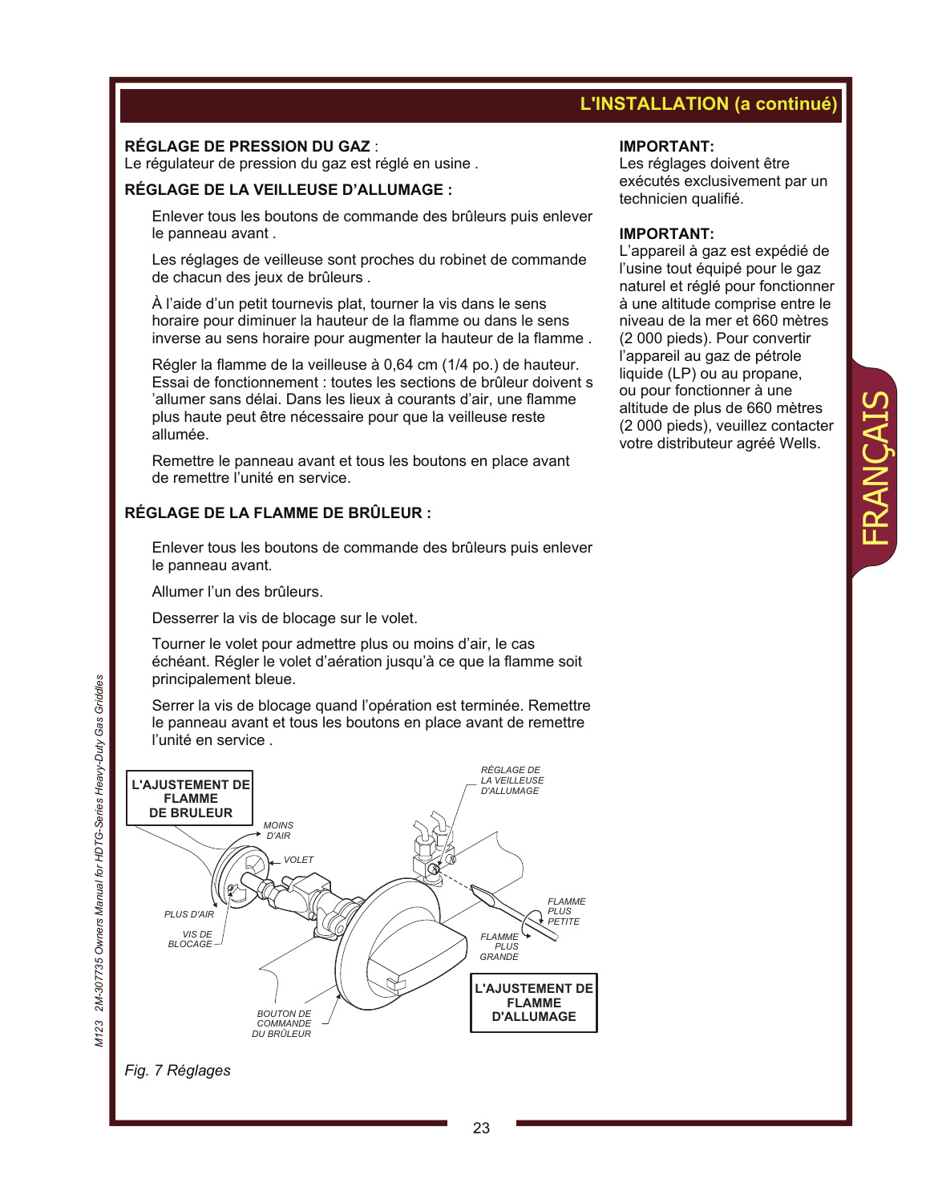## L'INSTALLATION (a continué)

**RÉGLAGE DE PRESSION DU GAZ** :
Le régulateur de pression du gaz est réglé en usine .

**RÉGLAGE DE LA VEILLEUSE D'ALLUMAGE :**

Enlever tous les boutons de commande des brûleurs puis enlever le panneau avant .

Les réglages de veilleuse sont proches du robinet de commande de chacun des jeux de brûleurs .

À l'aide d'un petit tournevis plat, tourner la vis dans le sens horaire pour diminuer la hauteur de la flamme ou dans le sens inverse au sens horaire pour augmenter la hauteur de la flamme .

Régler la flamme de la veilleuse à 0,64 cm (1/4 po.) de hauteur. Essai de fonctionnement : toutes les sections de brûleur doivent s 'allumer sans délai. Dans les lieux à courants d'air, une flamme plus haute peut être nécessaire pour que la veilleuse reste allumée.

Remettre le panneau avant et tous les boutons en place avant de remettre l'unité en service.

**RÉGLAGE DE LA FLAMME DE BRÛLEUR :**

Enlever tous les boutons de commande des brûleurs puis enlever le panneau avant.

Allumer l'un des brûleurs.

Desserrer la vis de blocage sur le volet.

Tourner le volet pour admettre plus ou moins d'air, le cas échéant. Régler le volet d'aération jusqu'à ce que la flamme soit principalement bleue.

Serrer la vis de blocage quand l'opération est terminée. Remettre le panneau avant et tous les boutons en place avant de remettre l'unité en service .

**L'AJUSTEMENT DE FLAMME DE BRULEUR** — MOINS D'AIR, VOLET, PLUS D'AIR, VIS DE BLOCAGE, BOUTON DE COMMANDE DU BRÛLEUR

**L'AJUSTEMENT DE FLAMME D'ALLUMAGE** — RÉGLAGE DE LA VEILLEUSE D'ALLUMAGE, FLAMME PLUS PETITE, FLAMME PLUS GRANDE

*Fig. 7 Réglages*

**IMPORTANT:**
Les réglages doivent être exécutés exclusivement par un technicien qualifié.

**IMPORTANT:**
L'appareil à gaz est expédié de l'usine tout équipé pour le gaz naturel et réglé pour fonctionner à une altitude comprise entre le niveau de la mer et 660 mètres (2 000 pieds). Pour convertir l'appareil au gaz de pétrole liquide (LP) ou au propane, ou pour fonctionner à une altitude de plus de 660 mètres (2 000 pieds), veuillez contacter votre distributeur agréé Wells.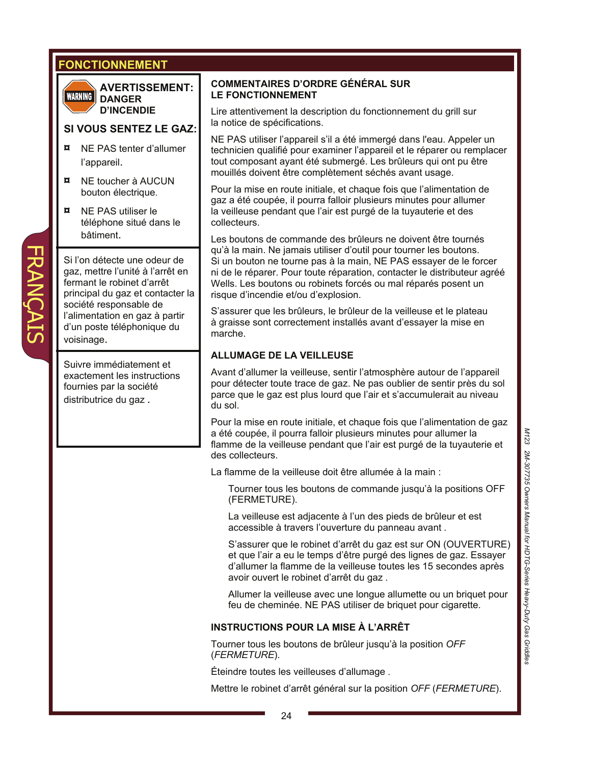# FONCTIONNEMENT

**AVERTISSEMENT: DANGER D'INCENDIE**

**SI VOUS SENTEZ LE GAZ:**

- NE PAS tenter d'allumer l'appareil.
- NE toucher à AUCUN bouton électrique.
- NE PAS utiliser le téléphone situé dans le bâtiment.

Si l'on détecte une odeur de gaz, mettre l'unité à l'arrêt en fermant le robinet d'arrêt principal du gaz et contacter la société responsable de l'alimentation en gaz à partir d'un poste téléphonique du voisinage.

Suivre immédiatement et exactement les instructions fournies par la société distributrice du gaz .

## COMMENTAIRES D'ORDRE GÉNÉRAL SUR LE FONCTIONNEMENT

Lire attentivement la description du fonctionnement du grill sur la notice de spécifications.

NE PAS utiliser l'appareil s'il a été immergé dans l'eau. Appeler un technicien qualifié pour examiner l'appareil et le réparer ou remplacer tout composant ayant été submergé. Les brûleurs qui ont pu être mouillés doivent être complètement séchés avant usage.

Pour la mise en route initiale, et chaque fois que l'alimentation de gaz a été coupée, il pourra falloir plusieurs minutes pour allumer la veilleuse pendant que l'air est purgé de la tuyauterie et des collecteurs.

Les boutons de commande des brûleurs ne doivent être tournés qu'à la main. Ne jamais utiliser d'outil pour tourner les boutons. Si un bouton ne tourne pas à la main, NE PAS essayer de le forcer ni de le réparer. Pour toute réparation, contacter le distributeur agréé Wells. Les boutons ou robinets forcés ou mal réparés posent un risque d'incendie et/ou d'explosion.

S'assurer que les brûleurs, le brûleur de la veilleuse et le plateau à graisse sont correctement installés avant d'essayer la mise en marche.

## ALLUMAGE DE LA VEILLEUSE

Avant d'allumer la veilleuse, sentir l'atmosphère autour de l'appareil pour détecter toute trace de gaz. Ne pas oublier de sentir près du sol parce que le gaz est plus lourd que l'air et s'accumulerait au niveau du sol.

Pour la mise en route initiale, et chaque fois que l'alimentation de gaz a été coupée, il pourra falloir plusieurs minutes pour allumer la flamme de la veilleuse pendant que l'air est purgé de la tuyauterie et des collecteurs.

La flamme de la veilleuse doit être allumée à la main :

> Tourner tous les boutons de commande jusqu'à la positions OFF (FERMETURE).
>
> La veilleuse est adjacente à l'un des pieds de brûleur et est accessible à travers l'ouverture du panneau avant .
>
> S'assurer que le robinet d'arrêt du gaz est sur ON (OUVERTURE) et que l'air a eu le temps d'être purgé des lignes de gaz. Essayer d'allumer la flamme de la veilleuse toutes les 15 secondes après avoir ouvert le robinet d'arrêt du gaz .
>
> Allumer la veilleuse avec une longue allumette ou un briquet pour feu de cheminée. NE PAS utiliser de briquet pour cigarette.

## INSTRUCTIONS POUR LA MISE À L'ARRÊT

Tourner tous les boutons de brûleur jusqu'à la position *OFF* (*FERMETURE*).

Éteindre toutes les veilleuses d'allumage .

Mettre le robinet d'arrêt général sur la position *OFF* (*FERMETURE*).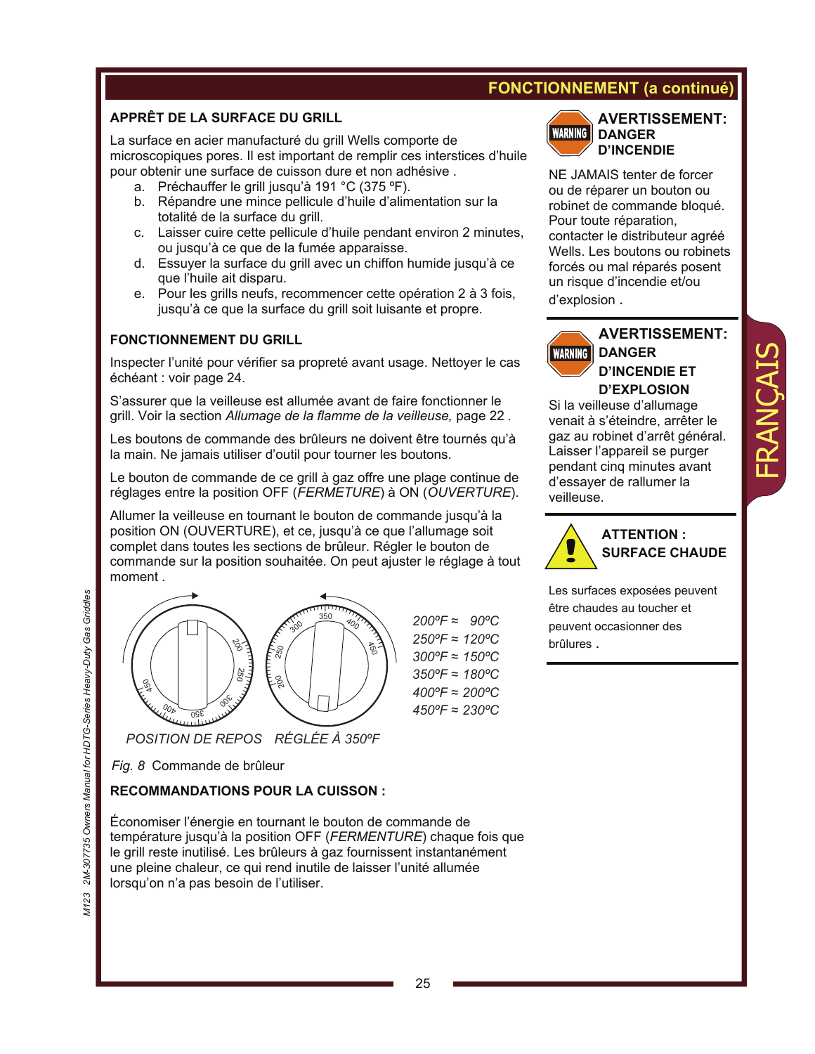## FONCTIONNEMENT (a continué)

### APPRÊT DE LA SURFACE DU GRILL

La surface en acier manufacturé du grill Wells comporte de microscopiques pores. Il est important de remplir ces interstices d'huile pour obtenir une surface de cuisson dure et non adhésive .

a. Préchauffer le grill jusqu'à 191 °C (375 ºF).
b. Répandre une mince pellicule d'huile d'alimentation sur la totalité de la surface du grill.
c. Laisser cuire cette pellicule d'huile pendant environ 2 minutes, ou jusqu'à ce que de la fumée apparaisse.
d. Essuyer la surface du grill avec un chiffon humide jusqu'à ce que l'huile ait disparu.
e. Pour les grills neufs, recommencer cette opération 2 à 3 fois, jusqu'à ce que la surface du grill soit luisante et propre.

### FONCTIONNEMENT DU GRILL

Inspecter l'unité pour vérifier sa propreté avant usage. Nettoyer le cas échéant : voir page 24.

S'assurer que la veilleuse est allumée avant de faire fonctionner le grill. Voir la section *Allumage de la flamme de la veilleuse,* page 22 .

Les boutons de commande des brûleurs ne doivent être tournés qu'à la main. Ne jamais utiliser d'outil pour tourner les boutons.

Le bouton de commande de ce grill à gaz offre une plage continue de réglages entre la position OFF (*FERMETURE*) à ON (*OUVERTURE*).

Allumer la veilleuse en tournant le bouton de commande jusqu'à la position ON (OUVERTURE), et ce, jusqu'à ce que l'allumage soit complet dans toutes les sections de brûleur. Régler le bouton de commande sur la position souhaitée. On peut ajuster le réglage à tout moment .

*POSITION DE REPOS* *RÉGLÉE À 350ºF*

*200ºF ≈ 90ºC*
*250ºF ≈ 120ºC*
*300ºF ≈ 150ºC*
*350ºF ≈ 180ºC*
*400ºF ≈ 200ºC*
*450ºF ≈ 230ºC*

*Fig. 8* Commande de brûleur

### RECOMMANDATIONS POUR LA CUISSON :

Économiser l'énergie en tournant le bouton de commande de température jusqu'à la position OFF (*FERMENTURE*) chaque fois que le grill reste inutilisé. Les brûleurs à gaz fournissent instantanément une pleine chaleur, ce qui rend inutile de laisser l'unité allumée lorsqu'on n'a pas besoin de l'utiliser.

**WARNING**

**AVERTISSEMENT: DANGER D'INCENDIE**

NE JAMAIS tenter de forcer ou de réparer un bouton ou robinet de commande bloqué. Pour toute réparation, contacter le distributeur agréé Wells. Les boutons ou robinets forcés ou mal réparés posent un risque d'incendie et/ou d'explosion .

**WARNING**

**AVERTISSEMENT: DANGER D'INCENDIE ET D'EXPLOSION**

Si la veilleuse d'allumage venait à s'éteindre, arrêter le gaz au robinet d'arrêt général. Laisser l'appareil se purger pendant cinq minutes avant d'essayer de rallumer la veilleuse.

**ATTENTION : SURFACE CHAUDE**

Les surfaces exposées peuvent être chaudes au toucher et peuvent occasionner des brûlures .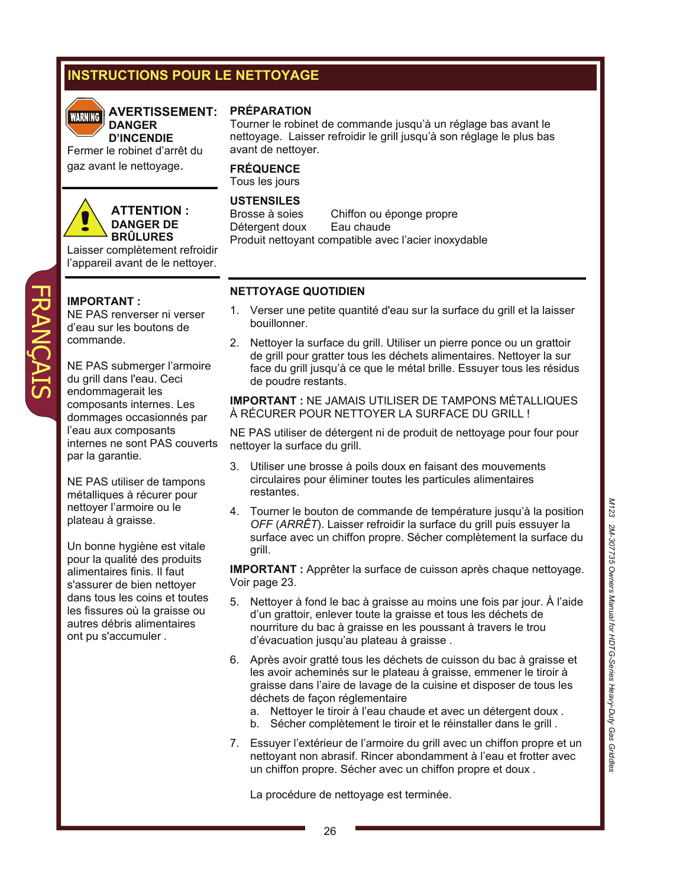## INSTRUCTIONS POUR LE NETTOYAGE

**AVERTISSEMENT : DANGER D'INCENDIE**

Fermer le robinet d'arrêt du gaz avant le nettoyage.

**ATTENTION : DANGER DE BRÛLURES**

Laisser complètement refroidir l'appareil avant de le nettoyer.

**IMPORTANT :**
NE PAS renverser ni verser d'eau sur les boutons de commande.

NE PAS submerger l'armoire du grill dans l'eau. Ceci endommagerait les composants internes. Les dommages occasionnés par l'eau aux composants internes ne sont PAS couverts par la garantie.

NE PAS utiliser de tampons métalliques à récurer pour nettoyer l'armoire ou le plateau à graisse.

Un bonne hygiène est vitale pour la qualité des produits alimentaires finis. Il faut s'assurer de bien nettoyer dans tous les coins et toutes les fissures où la graisse ou autres débris alimentaires ont pu s'accumuler .

### PRÉPARATION

Tourner le robinet de commande jusqu'à un réglage bas avant le nettoyage. Laisser refroidir le grill jusqu'à son réglage le plus bas avant de nettoyer.

### FRÉQUENCE

Tous les jours

### USTENSILES

Brosse à soies
Chiffon ou éponge propre
Détergent doux
Eau chaude
Produit nettoyant compatible avec l'acier inoxydable

### NETTOYAGE QUOTIDIEN

1. Verser une petite quantité d'eau sur la surface du grill et la laisser bouillonner.
2. Nettoyer la surface du grill. Utiliser un pierre ponce ou un grattoir de grill pour gratter tous les déchets alimentaires. Nettoyer la sur face du grill jusqu'à ce que le métal brille. Essuyer tous les résidus de poudre restants.

**IMPORTANT :** NE JAMAIS UTILISER DE TAMPONS MÉTALLIQUES À RÉCURER POUR NETTOYER LA SURFACE DU GRILL !

NE PAS utiliser de détergent ni de produit de nettoyage pour four pour nettoyer la surface du grill.

3. Utiliser une brosse à poils doux en faisant des mouvements circulaires pour éliminer toutes les particules alimentaires restantes.
4. Tourner le bouton de commande de température jusqu'à la position *OFF* (*ARRÊT*). Laisser refroidir la surface du grill puis essuyer la surface avec un chiffon propre. Sécher complètement la surface du grill.

**IMPORTANT :** Apprêter la surface de cuisson après chaque nettoyage. Voir page 23.

5. Nettoyer à fond le bac à graisse au moins une fois par jour. À l'aide d'un grattoir, enlever toute la graisse et tous les déchets de nourriture du bac à graisse en les poussant à travers le trou d'évacuation jusqu'au plateau à graisse .
6. Après avoir gratté tous les déchets de cuisson du bac à graisse et les avoir acheminés sur le plateau à graisse, emmener le tiroir à graisse dans l'aire de lavage de la cuisine et disposer de tous les déchets de façon réglementaire
   a. Nettoyer le tiroir à l'eau chaude et avec un détergent doux .
   b. Sécher complètement le tiroir et le réinstaller dans le grill .
7. Essuyer l'extérieur de l'armoire du grill avec un chiffon propre et un nettoyant non abrasif. Rincer abondamment à l'eau et frotter avec un chiffon propre. Sécher avec un chiffon propre et doux .

   La procédure de nettoyage est terminée.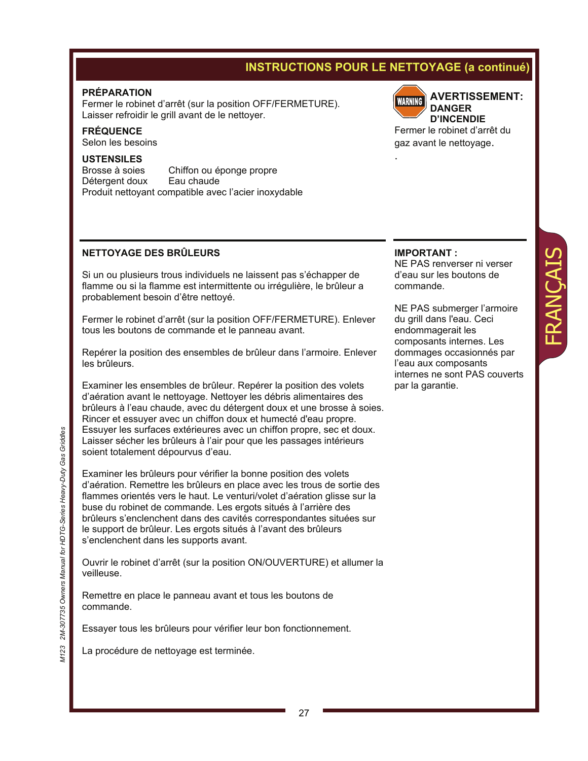## INSTRUCTIONS POUR LE NETTOYAGE (a continué)

**PRÉPARATION**
Fermer le robinet d'arrêt (sur la position OFF/FERMETURE).
Laisser refroidir le grill avant de le nettoyer.

**FRÉQUENCE**
Selon les besoins

**USTENSILES**

Brosse à soies — Chiffon ou éponge propre
Détergent doux — Eau chaude
Produit nettoyant compatible avec l'acier inoxydable

**AVERTISSEMENT: DANGER D'INCENDIE**

Fermer le robinet d'arrêt du gaz avant le nettoyage.

### NETTOYAGE DES BRÛLEURS

Si un ou plusieurs trous individuels ne laissent pas s'échapper de flamme ou si la flamme est intermittente ou irrégulière, le brûleur a probablement besoin d'être nettoyé.

Fermer le robinet d'arrêt (sur la position OFF/FERMETURE). Enlever tous les boutons de commande et le panneau avant.

Repérer la position des ensembles de brûleur dans l'armoire. Enlever les brûleurs.

Examiner les ensembles de brûleur. Repérer la position des volets d'aération avant le nettoyage. Nettoyer les débris alimentaires des brûleurs à l'eau chaude, avec du détergent doux et une brosse à soies. Rincer et essuyer avec un chiffon doux et humecté d'eau propre. Essuyer les surfaces extérieures avec un chiffon propre, sec et doux. Laisser sécher les brûleurs à l'air pour que les passages intérieurs soient totalement dépourvus d'eau.

Examiner les brûleurs pour vérifier la bonne position des volets d'aération. Remettre les brûleurs en place avec les trous de sortie des flammes orientés vers le haut. Le venturi/volet d'aération glisse sur la buse du robinet de commande. Les ergots situés à l'arrière des brûleurs s'enclenchent dans des cavités correspondantes situées sur le support de brûleur. Les ergots situés à l'avant des brûleurs s'enclenchent dans les supports avant.

Ouvrir le robinet d'arrêt (sur la position ON/OUVERTURE) et allumer la veilleuse.

Remettre en place le panneau avant et tous les boutons de commande.

Essayer tous les brûleurs pour vérifier leur bon fonctionnement.

La procédure de nettoyage est terminée.

**IMPORTANT :**
NE PAS renverser ni verser d'eau sur les boutons de commande.

NE PAS submerger l'armoire du grill dans l'eau. Ceci endommagerait les composants internes. Les dommages occasionnés par l'eau aux composants internes ne sont PAS couverts par la garantie.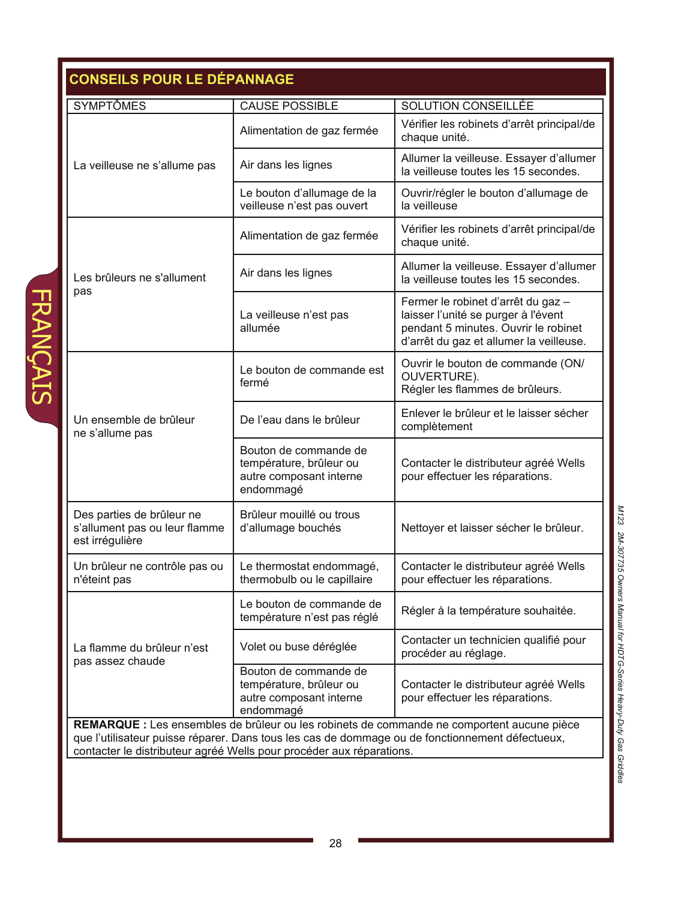## CONSEILS POUR LE DÉPANNAGE

| SYMPTÔMES | CAUSE POSSIBLE | SOLUTION CONSEILLÉE |
|---|---|---|
| La veilleuse ne s'allume pas | Alimentation de gaz fermée | Vérifier les robinets d'arrêt principal/de chaque unité. |
| | Air dans les lignes | Allumer la veilleuse. Essayer d'allumer la veilleuse toutes les 15 secondes. |
| | Le bouton d'allumage de la veilleuse n'est pas ouvert | Ouvrir/régler le bouton d'allumage de la veilleuse |
| Les brûleurs ne s'allument pas | Alimentation de gaz fermée | Vérifier les robinets d'arrêt principal/de chaque unité. |
| | Air dans les lignes | Allumer la veilleuse. Essayer d'allumer la veilleuse toutes les 15 secondes. |
| | La veilleuse n'est pas allumée | Fermer le robinet d'arrêt du gaz – laisser l'unité se purger à l'évent pendant 5 minutes. Ouvrir le robinet d'arrêt du gaz et allumer la veilleuse. |
| Un ensemble de brûleur ne s'allume pas | Le bouton de commande est fermé | Ouvrir le bouton de commande (ON/ OUVERTURE). Régler les flammes de brûleurs. |
| | De l'eau dans le brûleur | Enlever le brûleur et le laisser sécher complètement |
| | Bouton de commande de température, brûleur ou autre composant interne endommagé | Contacter le distributeur agréé Wells pour effectuer les réparations. |
| Des parties de brûleur ne s'allument pas ou leur flamme est irrégulière | Brûleur mouillé ou trous d'allumage bouchés | Nettoyer et laisser sécher le brûleur. |
| Un brûleur ne contrôle pas ou n'éteint pas | Le thermostat endommagé, thermobulb ou le capillaire | Contacter le distributeur agréé Wells pour effectuer les réparations. |
| La flamme du brûleur n'est pas assez chaude | Le bouton de commande de température n'est pas réglé | Régler à la température souhaitée. |
| | Volet ou buse déréglée | Contacter un technicien qualifié pour procéder au réglage. |
| | Bouton de commande de température, brûleur ou autre composant interne endommagé | Contacter le distributeur agréé Wells pour effectuer les réparations. |

**REMARQUE :** Les ensembles de brûleur ou les robinets de commande ne comportent aucune pièce que l'utilisateur puisse réparer. Dans tous les cas de dommage ou de fonctionnement défectueux, contacter le distributeur agréé Wells pour procéder aux réparations.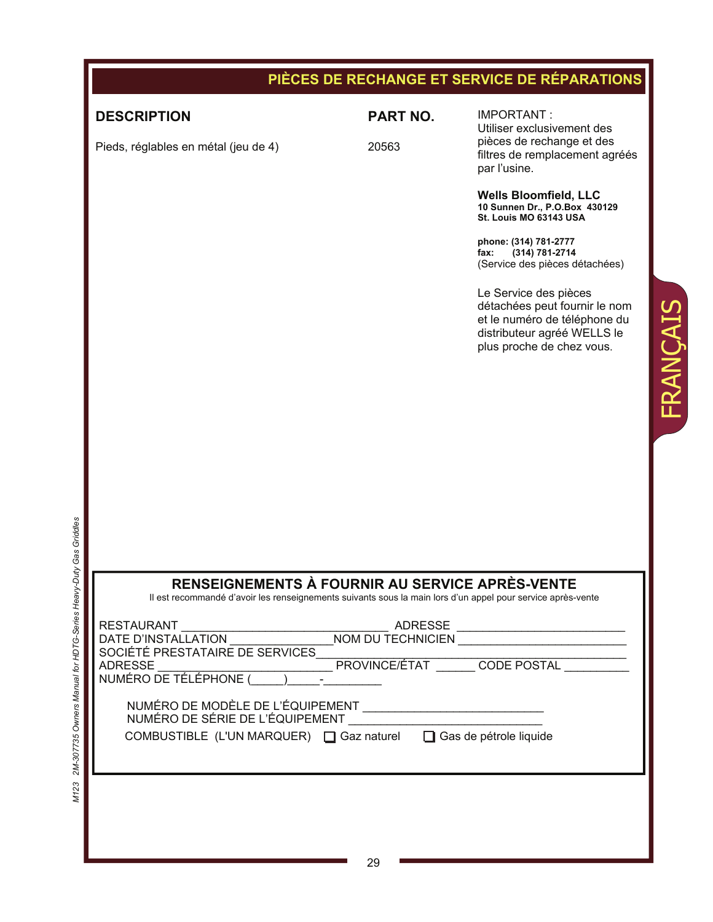# PIÈCES DE RECHANGE ET SERVICE DE RÉPARATIONS

| DESCRIPTION | PART NO. |
|---|---|
| Pieds, réglables en métal (jeu de 4) | 20563 |

IMPORTANT :
Utiliser exclusivement des pièces de rechange et des filtres de remplacement agréés par l'usine.

**Wells Bloomfield, LLC**
**10 Sunnen Dr., P.O.Box 430129**
**St. Louis MO 63143 USA**

**phone: (314) 781-2777**
**fax: (314) 781-2714**
(Service des pièces détachées)

Le Service des pièces détachées peut fournir le nom et le numéro de téléphone du distributeur agréé WELLS le plus proche de chez vous.

FRANÇAIS

## RENSEIGNEMENTS À FOURNIR AU SERVICE APRÈS-VENTE

Il est recommandé d'avoir les renseignements suivants sous la main lors d'un appel pour service après-vente

RESTAURANT ______________________________ ADRESSE ________________________
DATE D'INSTALLATION _______________ NOM DU TECHNICIEN ________________________
SOCIÉTÉ PRESTATAIRE DE SERVICES ________________________________________
ADRESSE __________________________ PROVINCE/ÉTAT ______ CODE POSTAL _________
NUMÉRO DE TÉLÉPHONE (_____)_____-________

NUMÉRO DE MODÈLE DE L'ÉQUIPEMENT ___________________________
NUMÉRO DE SÉRIE DE L'ÉQUIPEMENT ____________________________
COMBUSTIBLE (L'UN MARQUER) ☐ Gaz naturel ☐ Gas de pétrole liquide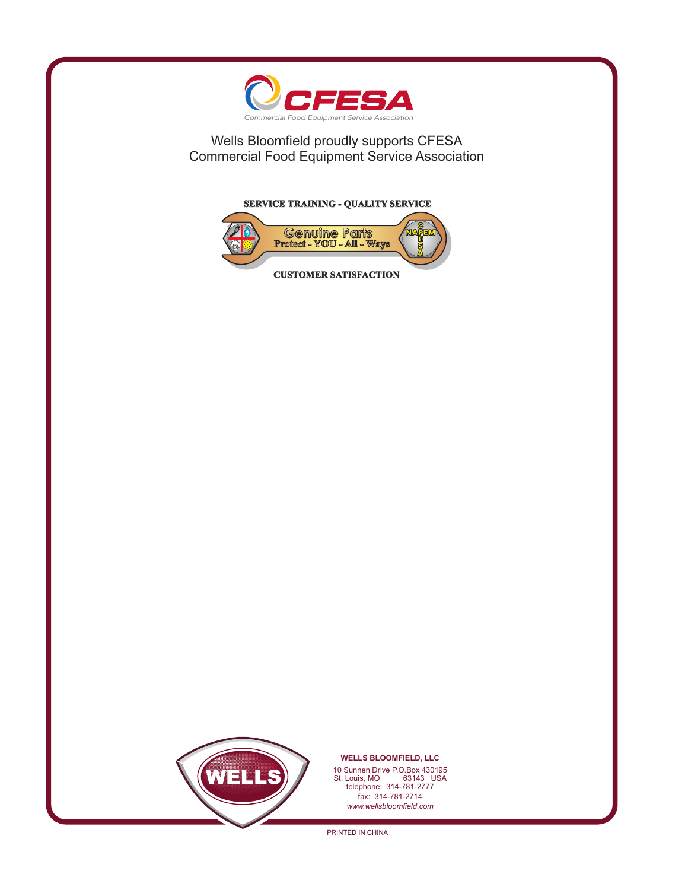CFESA

Commercial Food Equipment Service Association

Wells Bloomfield proudly supports CFESA
Commercial Food Equipment Service Association

SERVICE TRAINING - QUALITY SERVICE

Genuine Parts
Protect - YOU - All - Ways

CUSTOMER SATISFACTION

**WELLS BLOOMFIELD, LLC**

10 Sunnen Drive P.O.Box 430195
St. Louis, MO 63143 USA
telephone: 314-781-2777
fax: 314-781-2714
*www.wellsbloomfield.com*

PRINTED IN CHINA